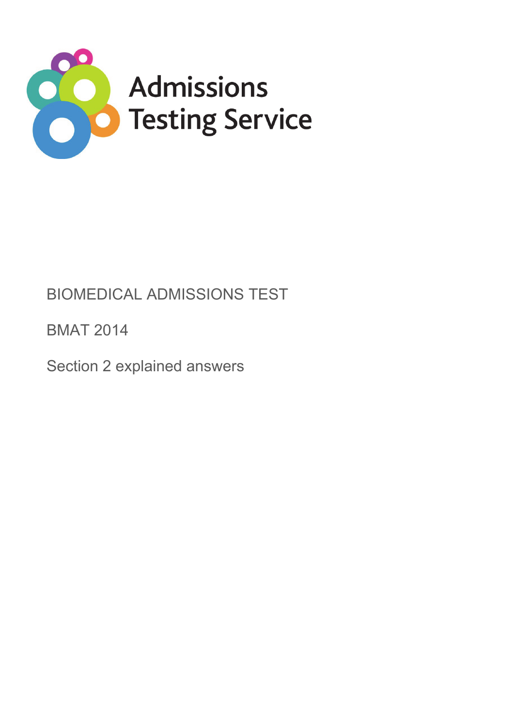Admissions Testing Service

BIOMEDICAL ADMISSIONS TEST

BMAT 2014

Section 2 explained answers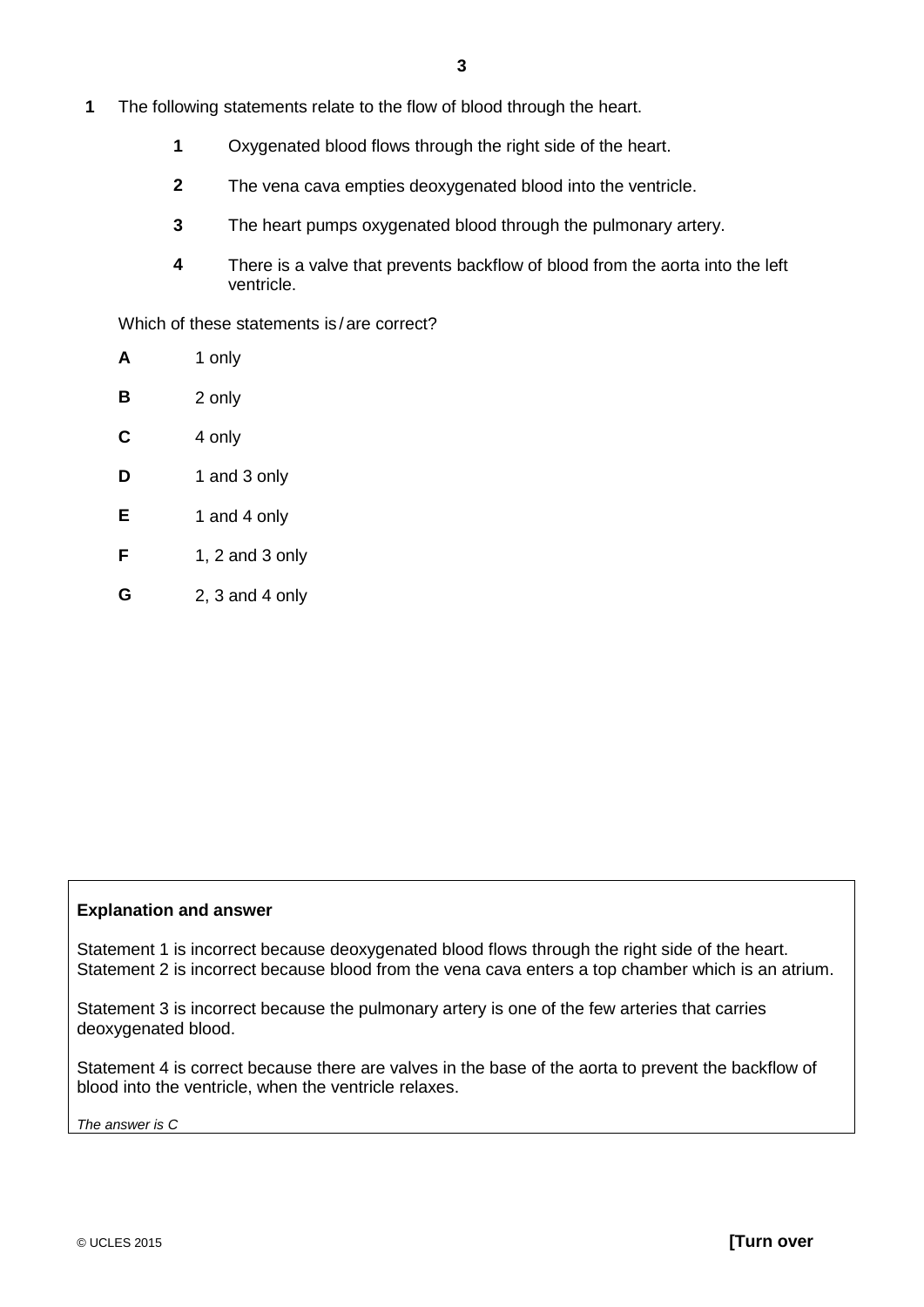**1** The following statements relate to the flow of blood through the heart.

**1** Oxygenated blood flows through the right side of the heart.

**2** The vena cava empties deoxygenated blood into the ventricle.

**3** The heart pumps oxygenated blood through the pulmonary artery.

**4** There is a valve that prevents backflow of blood from the aorta into the left ventricle.

Which of these statements is / are correct?

**A** 1 only

**B** 2 only

**C** 4 only

**D** 1 and 3 only

**E** 1 and 4 only

**F** 1, 2 and 3 only

**G** 2, 3 and 4 only

**Explanation and answer**

Statement 1 is incorrect because deoxygenated blood flows through the right side of the heart. Statement 2 is incorrect because blood from the vena cava enters a top chamber which is an atrium.

Statement 3 is incorrect because the pulmonary artery is one of the few arteries that carries deoxygenated blood.

Statement 4 is correct because there are valves in the base of the aorta to prevent the backflow of blood into the ventricle, when the ventricle relaxes.

*The answer is C*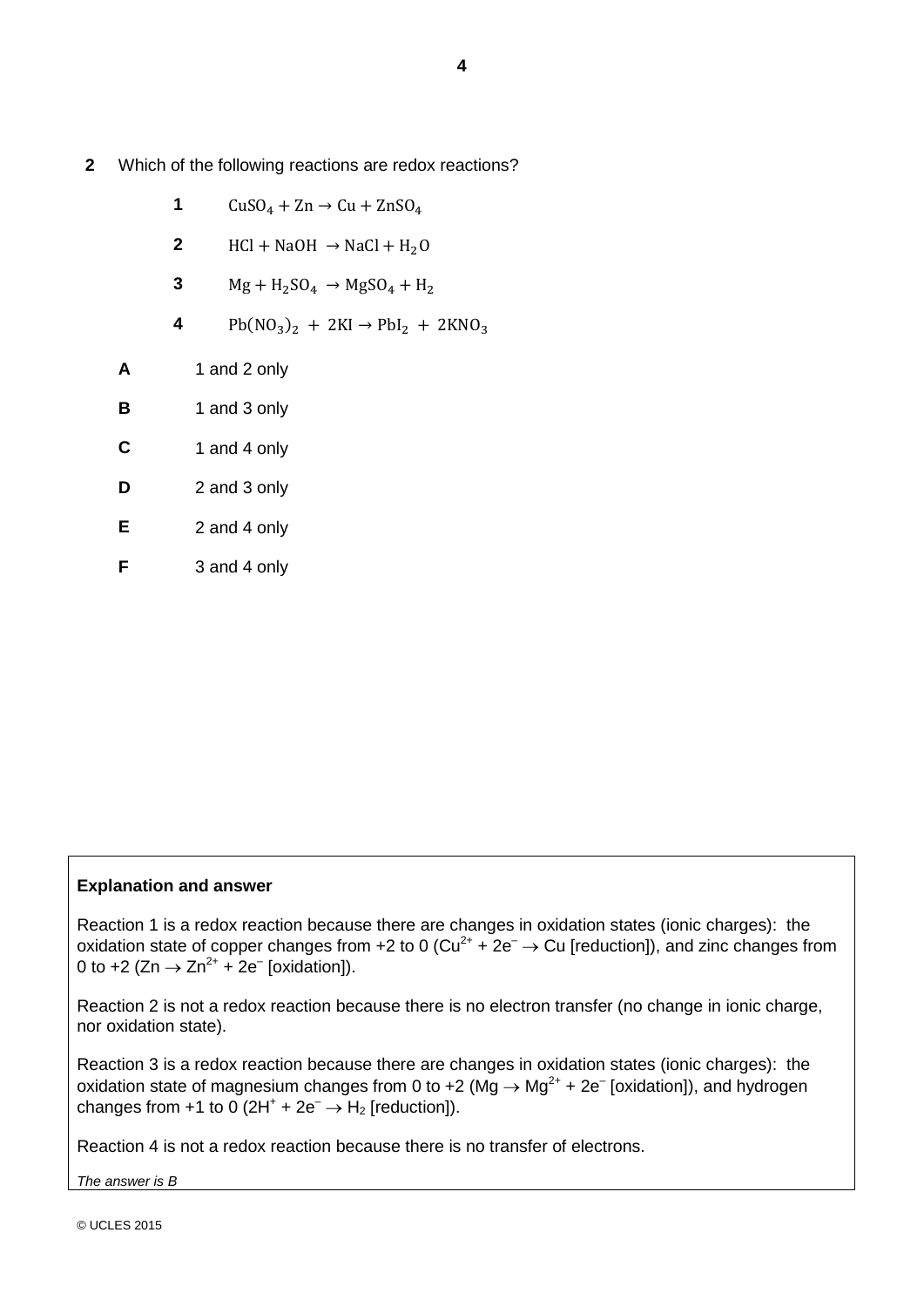**2** Which of the following reactions are redox reactions?

**1** $CuSO_4 + Zn \rightarrow Cu + ZnSO_4$

**2** $HCl + NaOH \rightarrow NaCl + H_2O$

**3** $Mg + H_2SO_4 \rightarrow MgSO_4 + H_2$

**4** $Pb(NO_3)_2 + 2KI \rightarrow PbI_2 + 2KNO_3$

**A** 1 and 2 only

**B** 1 and 3 only

**C** 1 and 4 only

**D** 2 and 3 only

**E** 2 and 4 only

**F** 3 and 4 only

**Explanation and answer**

Reaction 1 is a redox reaction because there are changes in oxidation states (ionic charges): the oxidation state of copper changes from +2 to 0 ($Cu^{2+} + 2e^- \rightarrow Cu$ [reduction]), and zinc changes from 0 to +2 ($Zn \rightarrow Zn^{2+} + 2e^-$ [oxidation]).

Reaction 2 is not a redox reaction because there is no electron transfer (no change in ionic charge, nor oxidation state).

Reaction 3 is a redox reaction because there are changes in oxidation states (ionic charges): the oxidation state of magnesium changes from 0 to +2 ($Mg \rightarrow Mg^{2+} + 2e^-$ [oxidation]), and hydrogen changes from +1 to 0 ($2H^+ + 2e^- \rightarrow H_2$ [reduction]).

Reaction 4 is not a redox reaction because there is no transfer of electrons.

*The answer is B*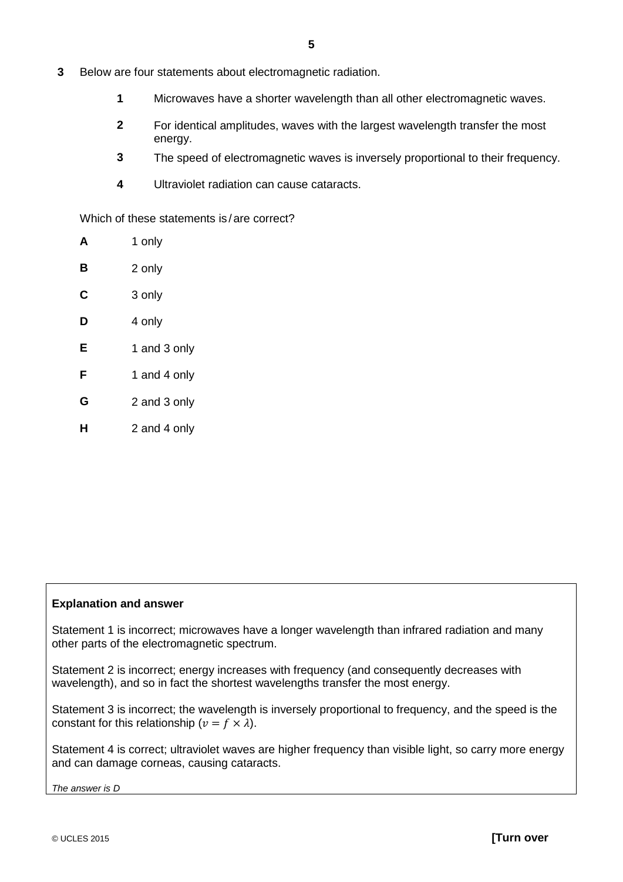**3** Below are four statements about electromagnetic radiation.

> **1** Microwaves have a shorter wavelength than all other electromagnetic waves.
>
> **2** For identical amplitudes, waves with the largest wavelength transfer the most energy.
>
> **3** The speed of electromagnetic waves is inversely proportional to their frequency.
>
> **4** Ultraviolet radiation can cause cataracts.

Which of these statements is / are correct?

**A** 1 only

**B** 2 only

**C** 3 only

**D** 4 only

**E** 1 and 3 only

**F** 1 and 4 only

**G** 2 and 3 only

**H** 2 and 4 only

---

**Explanation and answer**

Statement 1 is incorrect; microwaves have a longer wavelength than infrared radiation and many other parts of the electromagnetic spectrum.

Statement 2 is incorrect; energy increases with frequency (and consequently decreases with wavelength), and so in fact the shortest wavelengths transfer the most energy.

Statement 3 is incorrect; the wavelength is inversely proportional to frequency, and the speed is the constant for this relationship ($v = f \times \lambda$).

Statement 4 is correct; ultraviolet waves are higher frequency than visible light, so carry more energy and can damage corneas, causing cataracts.

*The answer is D*

---

© UCLES 2015

**[Turn over**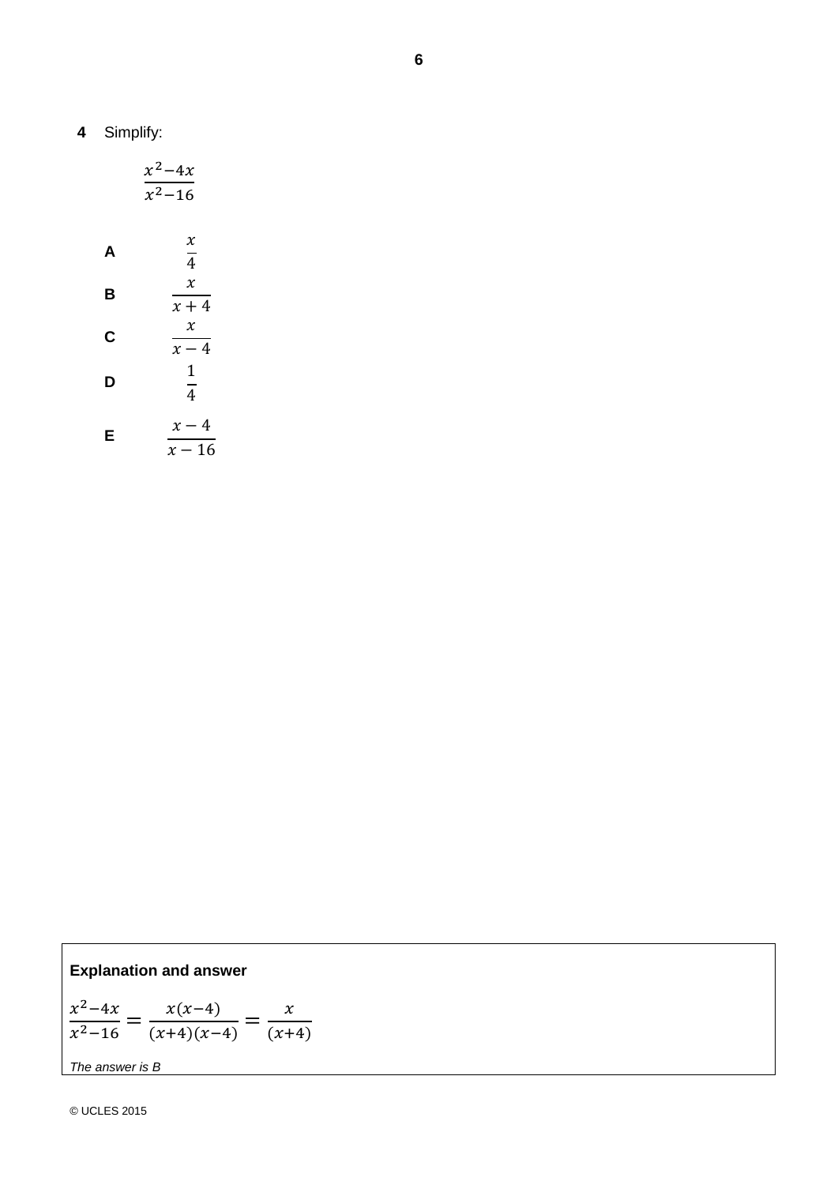**4** Simplify:

$$\frac{x^2-4x}{x^2-16}$$

**A** $\frac{x}{4}$

**B** $\frac{x}{x+4}$

**C** $\frac{x}{x-4}$

**D** $\frac{1}{4}$

**E** $\frac{x-4}{x-16}$

**Explanation and answer**

$$\frac{x^2-4x}{x^2-16} = \frac{x(x-4)}{(x+4)(x-4)} = \frac{x}{(x+4)}$$

*The answer is B*

© UCLES 2015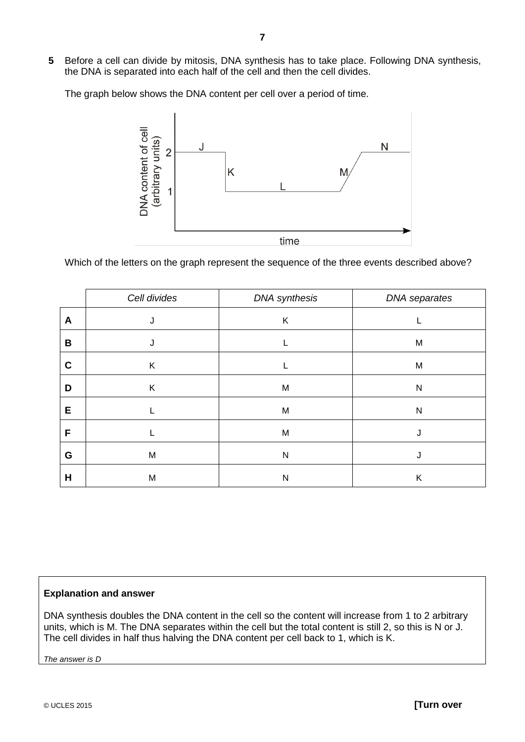**5** Before a cell can divide by mitosis, DNA synthesis has to take place. Following DNA synthesis, the DNA is separated into each half of the cell and then the cell divides.

The graph below shows the DNA content per cell over a period of time.

Which of the letters on the graph represent the sequence of the three events described above?

| | *Cell divides* | *DNA synthesis* | *DNA separates* |
|---|---|---|---|
| **A** | J | K | L |
| **B** | J | L | M |
| **C** | K | L | M |
| **D** | K | M | N |
| **E** | L | M | N |
| **F** | L | M | J |
| **G** | M | N | J |
| **H** | M | N | K |

**Explanation and answer**

DNA synthesis doubles the DNA content in the cell so the content will increase from 1 to 2 arbitrary units, which is M. The DNA separates within the cell but the total content is still 2, so this is N or J. The cell divides in half thus halving the DNA content per cell back to 1, which is K.

*The answer is D*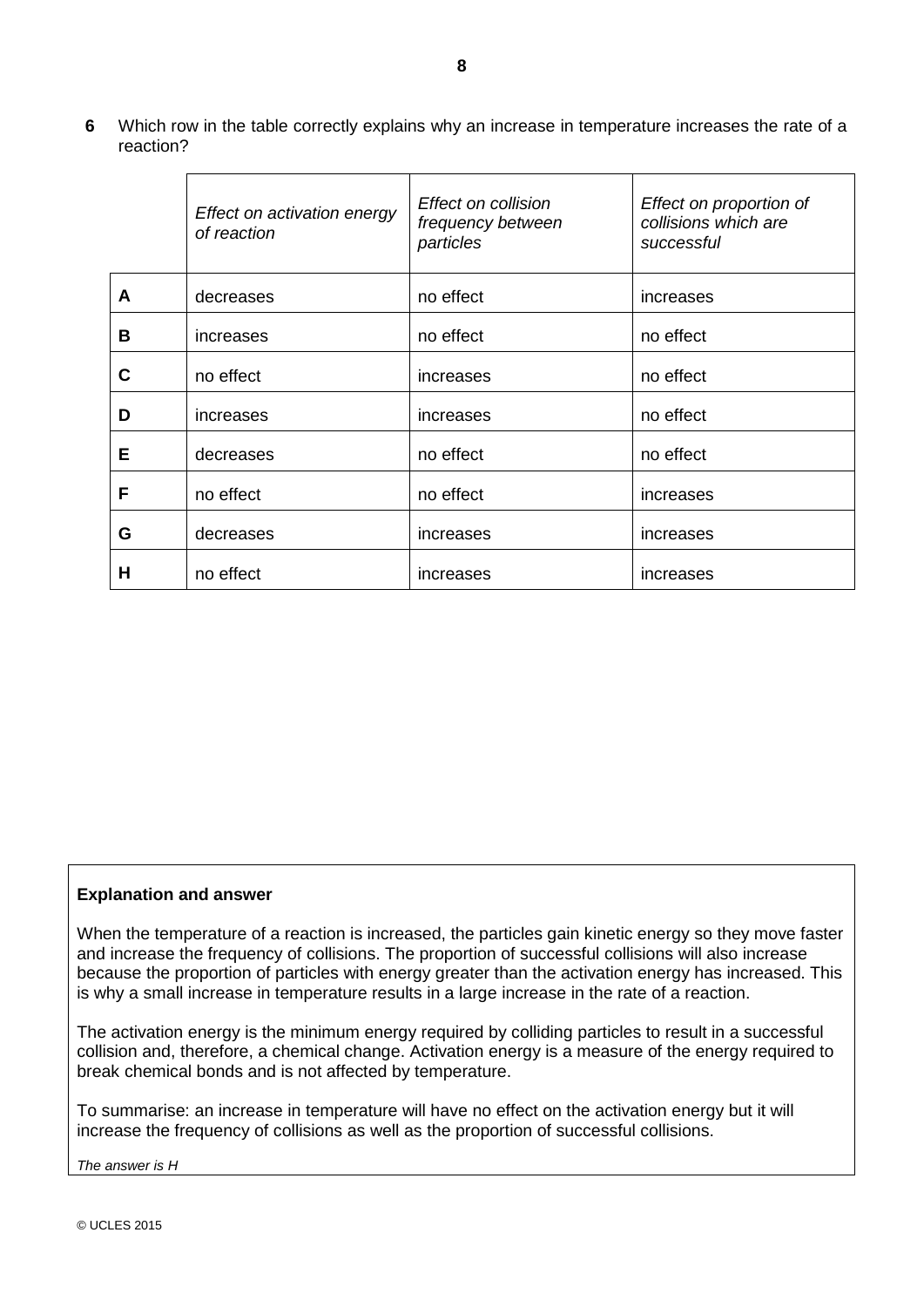**6** Which row in the table correctly explains why an increase in temperature increases the rate of a reaction?

| | *Effect on activation energy of reaction* | *Effect on collision frequency between particles* | *Effect on proportion of collisions which are successful* |
|---|---|---|---|
| **A** | decreases | no effect | increases |
| **B** | increases | no effect | no effect |
| **C** | no effect | increases | no effect |
| **D** | increases | increases | no effect |
| **E** | decreases | no effect | no effect |
| **F** | no effect | no effect | increases |
| **G** | decreases | increases | increases |
| **H** | no effect | increases | increases |

**Explanation and answer**

When the temperature of a reaction is increased, the particles gain kinetic energy so they move faster and increase the frequency of collisions. The proportion of successful collisions will also increase because the proportion of particles with energy greater than the activation energy has increased. This is why a small increase in temperature results in a large increase in the rate of a reaction.

The activation energy is the minimum energy required by colliding particles to result in a successful collision and, therefore, a chemical change. Activation energy is a measure of the energy required to break chemical bonds and is not affected by temperature.

To summarise: an increase in temperature will have no effect on the activation energy but it will increase the frequency of collisions as well as the proportion of successful collisions.

*The answer is H*

© UCLES 2015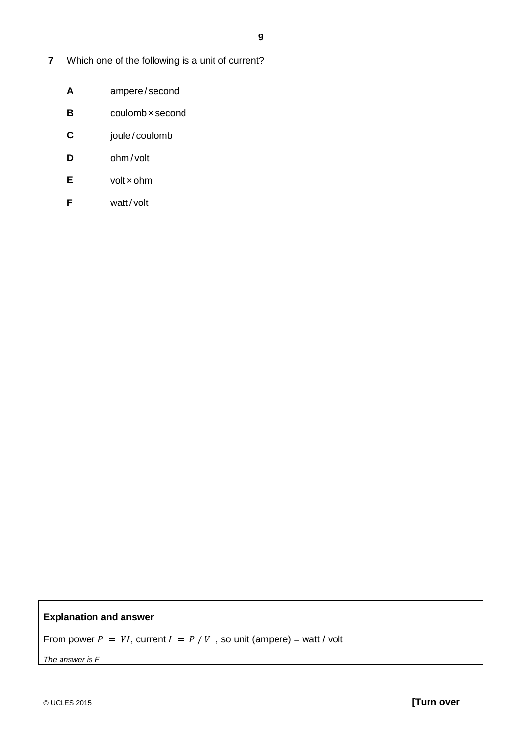**7** Which one of the following is a unit of current?

**A** ampere / second

**B** coulomb × second

**C** joule / coulomb

**D** ohm / volt

**E** volt × ohm

**F** watt / volt

**Explanation and answer**

From power $P = VI$, current $I = P / V$, so unit (ampere) = watt / volt

*The answer is F*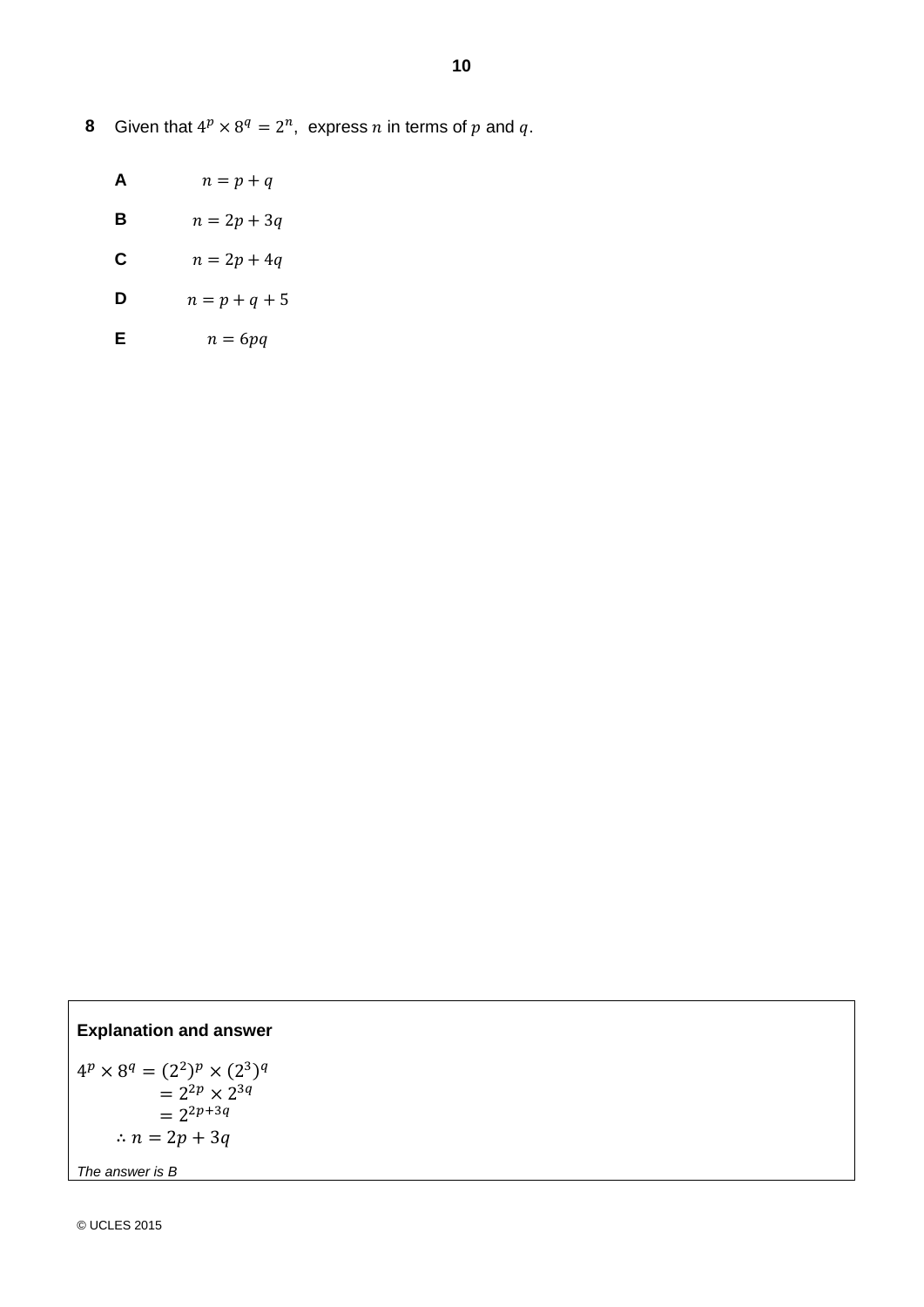**8** Given that $4^p \times 8^q = 2^n$, express $n$ in terms of $p$ and $q$.

**A** $n = p + q$

**B** $n = 2p + 3q$

**C** $n = 2p + 4q$

**D** $n = p + q + 5$

**E** $n = 6pq$

**Explanation and answer**

$$
\begin{aligned}
4^p \times 8^q &= (2^2)^p \times (2^3)^q \\
&= 2^{2p} \times 2^{3q} \\
&= 2^{2p+3q}
\end{aligned}
$$

$\therefore n = 2p + 3q$

*The answer is B*

© UCLES 2015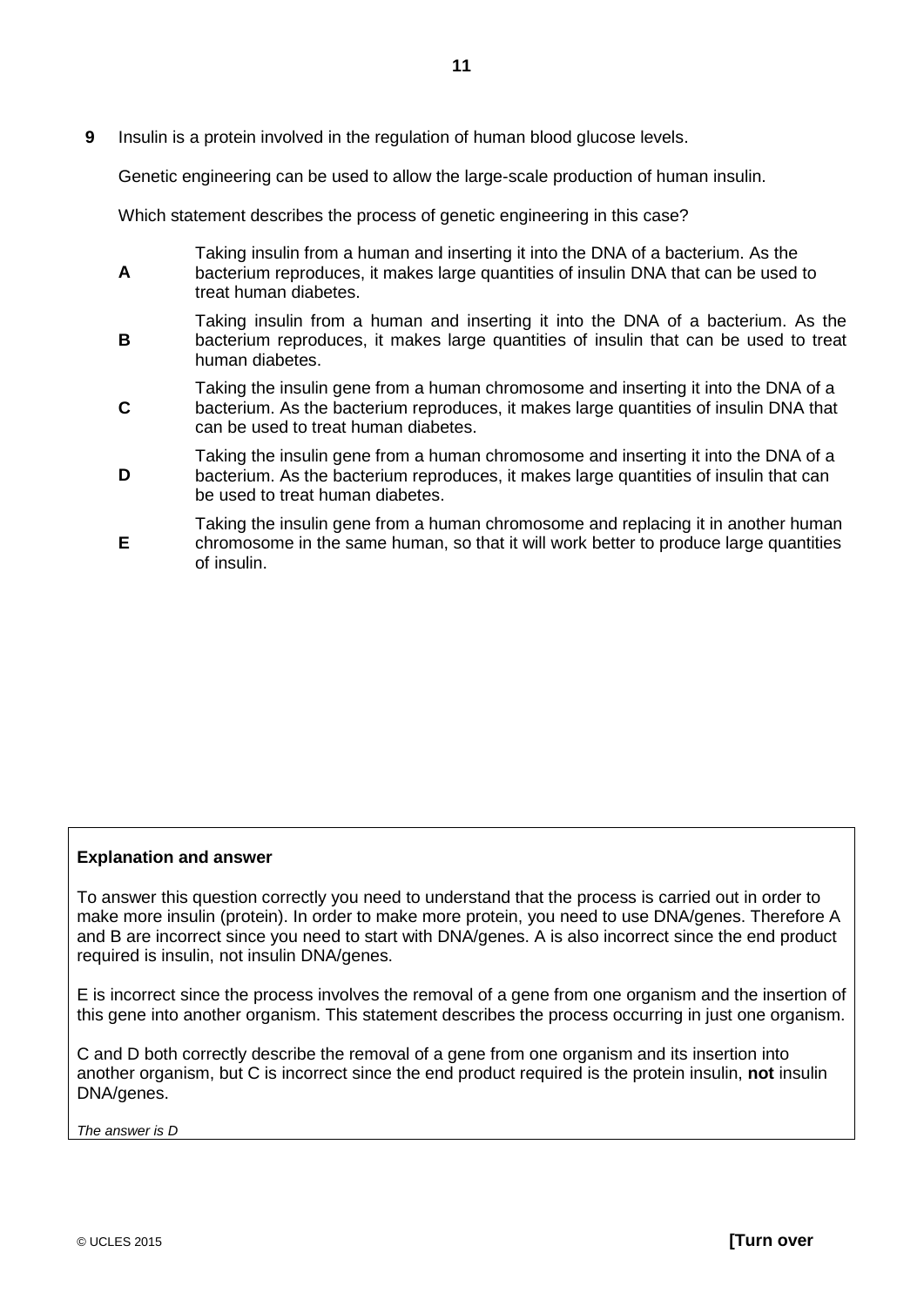**9** Insulin is a protein involved in the regulation of human blood glucose levels.

Genetic engineering can be used to allow the large-scale production of human insulin.

Which statement describes the process of genetic engineering in this case?

**A** Taking insulin from a human and inserting it into the DNA of a bacterium. As the bacterium reproduces, it makes large quantities of insulin DNA that can be used to treat human diabetes.

**B** Taking insulin from a human and inserting it into the DNA of a bacterium. As the bacterium reproduces, it makes large quantities of insulin that can be used to treat human diabetes.

**C** Taking the insulin gene from a human chromosome and inserting it into the DNA of a bacterium. As the bacterium reproduces, it makes large quantities of insulin DNA that can be used to treat human diabetes.

**D** Taking the insulin gene from a human chromosome and inserting it into the DNA of a bacterium. As the bacterium reproduces, it makes large quantities of insulin that can be used to treat human diabetes.

**E** Taking the insulin gene from a human chromosome and replacing it in another human chromosome in the same human, so that it will work better to produce large quantities of insulin.

**Explanation and answer**

To answer this question correctly you need to understand that the process is carried out in order to make more insulin (protein). In order to make more protein, you need to use DNA/genes. Therefore A and B are incorrect since you need to start with DNA/genes. A is also incorrect since the end product required is insulin, not insulin DNA/genes.

E is incorrect since the process involves the removal of a gene from one organism and the insertion of this gene into another organism. This statement describes the process occurring in just one organism.

C and D both correctly describe the removal of a gene from one organism and its insertion into another organism, but C is incorrect since the end product required is the protein insulin, **not** insulin DNA/genes.

*The answer is D*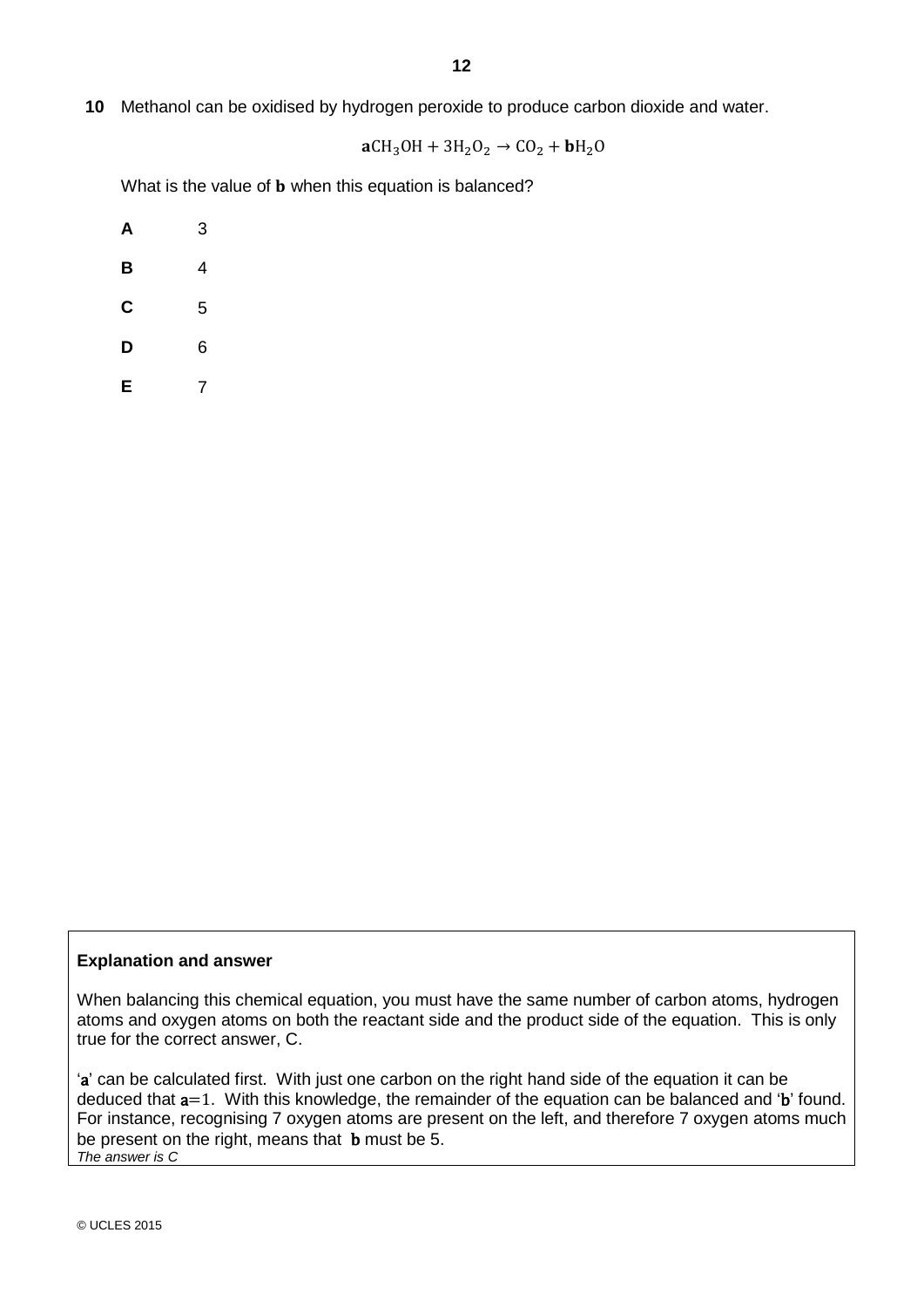**10** Methanol can be oxidised by hydrogen peroxide to produce carbon dioxide and water.

$$\mathbf{a}CH_3OH + 3H_2O_2 \rightarrow CO_2 + \mathbf{b}H_2O$$

What is the value of $\mathbf{b}$ when this equation is balanced?

**A** 3

**B** 4

**C** 5

**D** 6

**E** 7

**Explanation and answer**

When balancing this chemical equation, you must have the same number of carbon atoms, hydrogen atoms and oxygen atoms on both the reactant side and the product side of the equation. This is only true for the correct answer, C.

'$\mathbf{a}$' can be calculated first. With just one carbon on the right hand side of the equation it can be deduced that $\mathbf{a}=1$. With this knowledge, the remainder of the equation can be balanced and '$\mathbf{b}$' found. For instance, recognising 7 oxygen atoms are present on the left, and therefore 7 oxygen atoms much be present on the right, means that $\mathbf{b}$ must be 5.

*The answer is C*

© UCLES 2015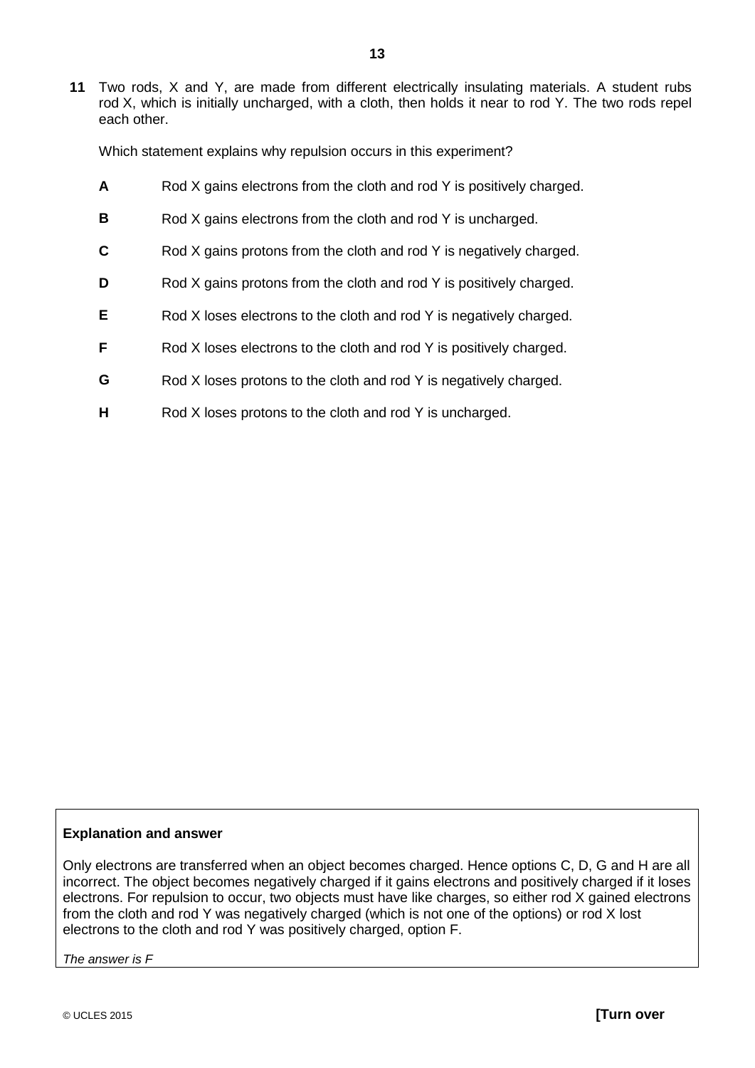**11** Two rods, X and Y, are made from different electrically insulating materials. A student rubs rod X, which is initially uncharged, with a cloth, then holds it near to rod Y. The two rods repel each other.

Which statement explains why repulsion occurs in this experiment?

**A** Rod X gains electrons from the cloth and rod Y is positively charged.

**B** Rod X gains electrons from the cloth and rod Y is uncharged.

**C** Rod X gains protons from the cloth and rod Y is negatively charged.

**D** Rod X gains protons from the cloth and rod Y is positively charged.

**E** Rod X loses electrons to the cloth and rod Y is negatively charged.

**F** Rod X loses electrons to the cloth and rod Y is positively charged.

**G** Rod X loses protons to the cloth and rod Y is negatively charged.

**H** Rod X loses protons to the cloth and rod Y is uncharged.

**Explanation and answer**

Only electrons are transferred when an object becomes charged. Hence options C, D, G and H are all incorrect. The object becomes negatively charged if it gains electrons and positively charged if it loses electrons. For repulsion to occur, two objects must have like charges, so either rod X gained electrons from the cloth and rod Y was negatively charged (which is not one of the options) or rod X lost electrons to the cloth and rod Y was positively charged, option F.

*The answer is F*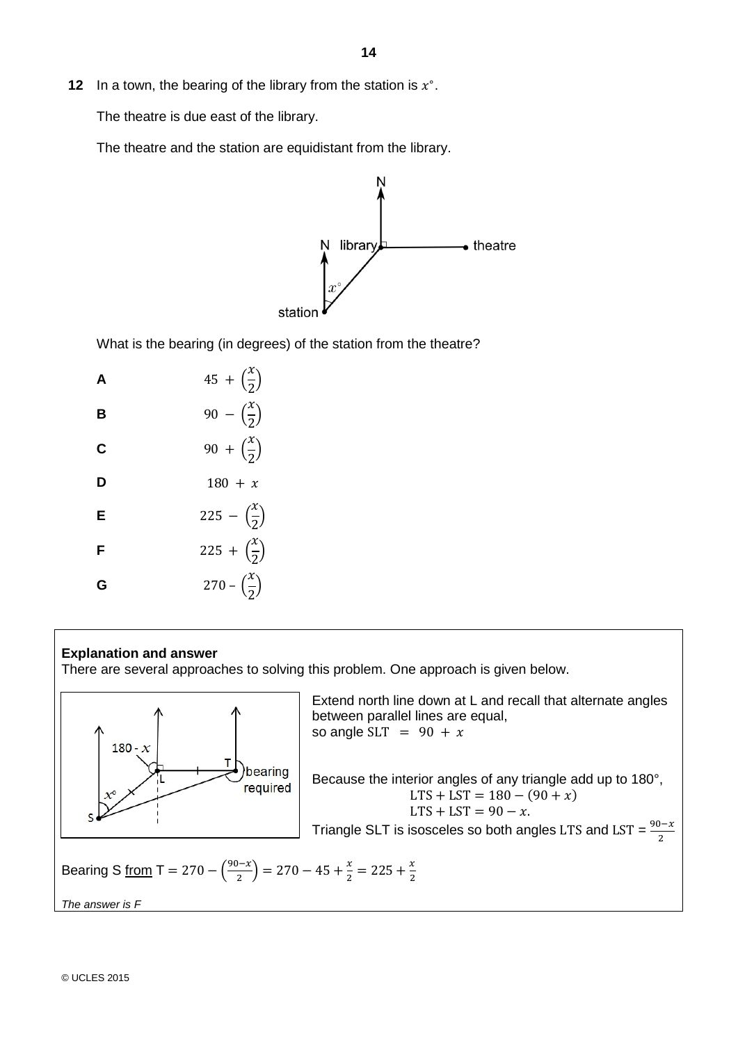**12** In a town, the bearing of the library from the station is $x°$.

The theatre is due east of the library.

The theatre and the station are equidistant from the library.

What is the bearing (in degrees) of the station from the theatre?

**A** $45 + \left(\frac{x}{2}\right)$

**B** $90 - \left(\frac{x}{2}\right)$

**C** $90 + \left(\frac{x}{2}\right)$

**D** $180 + x$

**E** $225 - \left(\frac{x}{2}\right)$

**F** $225 + \left(\frac{x}{2}\right)$

**G** $270 - \left(\frac{x}{2}\right)$

---

**Explanation and answer**

There are several approaches to solving this problem. One approach is given below.

Extend north line down at L and recall that alternate angles between parallel lines are equal, so angle $\text{SLT} = 90 + x$

Because the interior angles of any triangle add up to 180°,

$$\text{LTS} + \text{LST} = 180 - (90 + x)$$
$$\text{LTS} + \text{LST} = 90 - x.$$

Triangle SLT is isosceles so both angles LTS and LST = $\frac{90-x}{2}$

Bearing S from T $= 270 - \left(\frac{90-x}{2}\right) = 270 - 45 + \frac{x}{2} = 225 + \frac{x}{2}$

*The answer is F*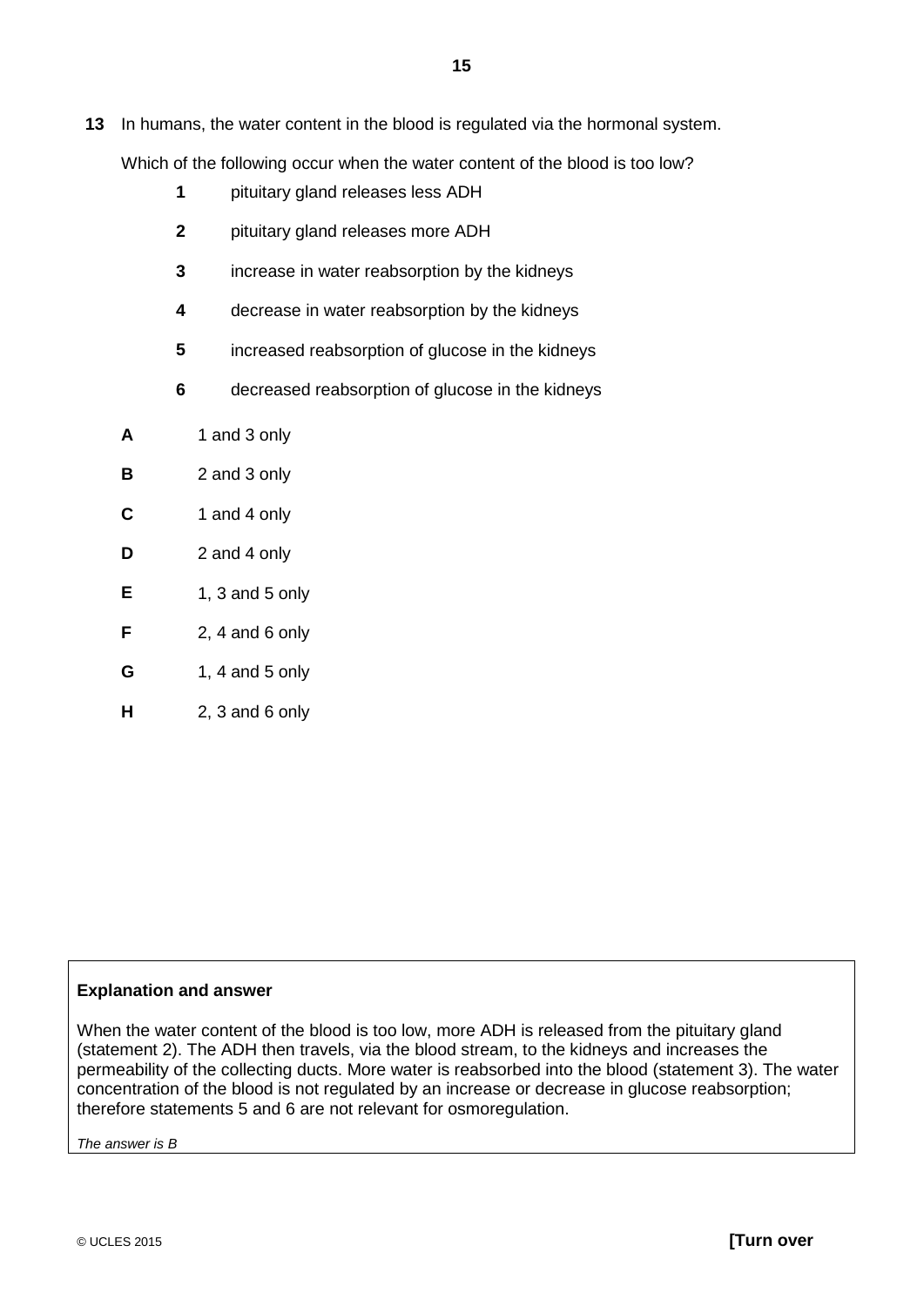**13** In humans, the water content in the blood is regulated via the hormonal system.

Which of the following occur when the water content of the blood is too low?

- **1** pituitary gland releases less ADH
- **2** pituitary gland releases more ADH
- **3** increase in water reabsorption by the kidneys
- **4** decrease in water reabsorption by the kidneys
- **5** increased reabsorption of glucose in the kidneys
- **6** decreased reabsorption of glucose in the kidneys

**A** 1 and 3 only

**B** 2 and 3 only

**C** 1 and 4 only

**D** 2 and 4 only

**E** 1, 3 and 5 only

**F** 2, 4 and 6 only

**G** 1, 4 and 5 only

**H** 2, 3 and 6 only

**Explanation and answer**

When the water content of the blood is too low, more ADH is released from the pituitary gland (statement 2). The ADH then travels, via the blood stream, to the kidneys and increases the permeability of the collecting ducts. More water is reabsorbed into the blood (statement 3). The water concentration of the blood is not regulated by an increase or decrease in glucose reabsorption; therefore statements 5 and 6 are not relevant for osmoregulation.

*The answer is B*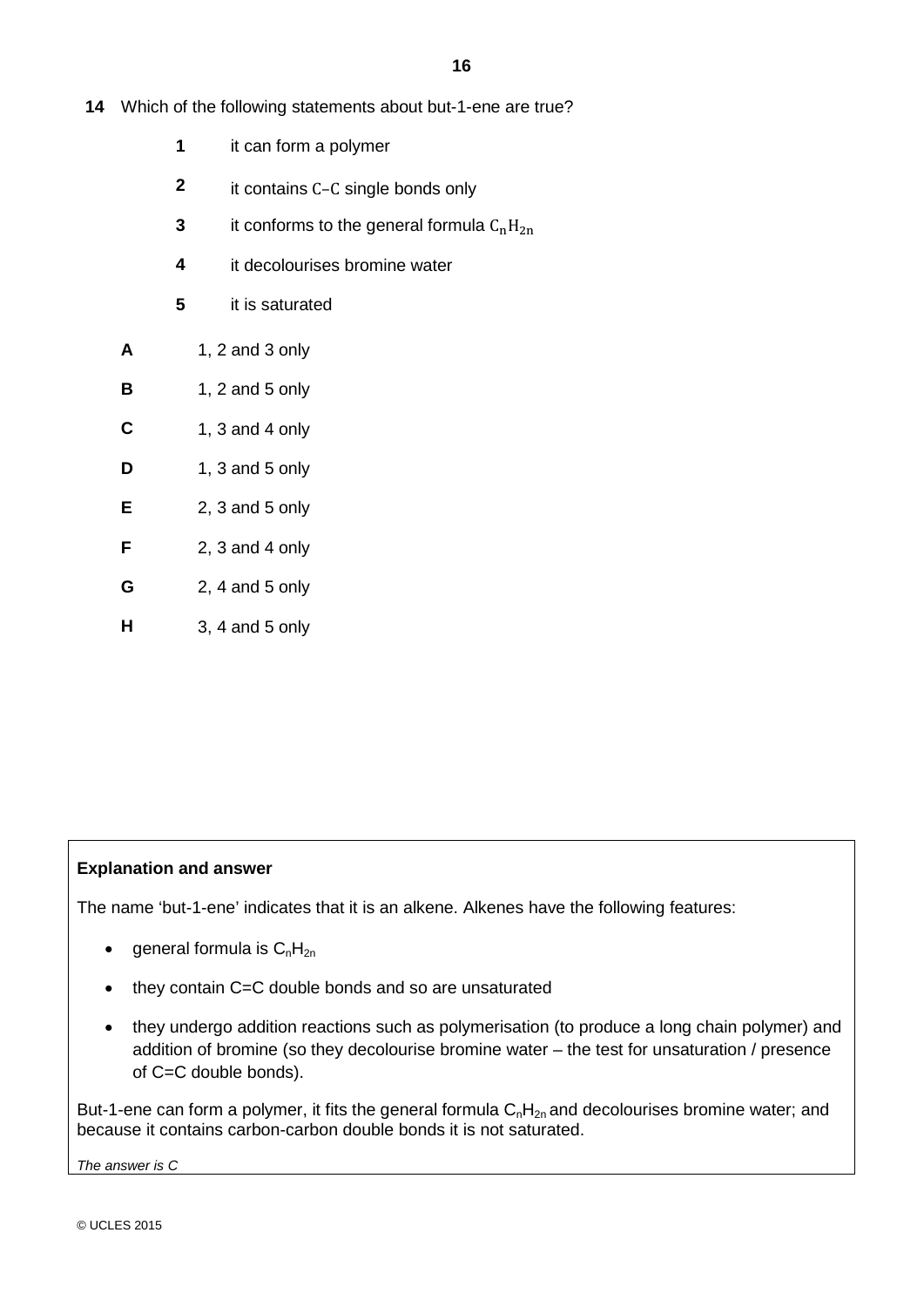**14** Which of the following statements about but-1-ene are true?

**1** it can form a polymer

**2** it contains C–C single bonds only

**3** it conforms to the general formula $C_nH_{2n}$

**4** it decolourises bromine water

**5** it is saturated

**A** 1, 2 and 3 only

**B** 1, 2 and 5 only

**C** 1, 3 and 4 only

**D** 1, 3 and 5 only

**E** 2, 3 and 5 only

**F** 2, 3 and 4 only

**G** 2, 4 and 5 only

**H** 3, 4 and 5 only

**Explanation and answer**

The name 'but-1-ene' indicates that it is an alkene. Alkenes have the following features:

- general formula is $C_nH_{2n}$
- they contain C=C double bonds and so are unsaturated
- they undergo addition reactions such as polymerisation (to produce a long chain polymer) and addition of bromine (so they decolourise bromine water – the test for unsaturation / presence of C=C double bonds).

But-1-ene can form a polymer, it fits the general formula $C_nH_{2n}$ and decolourises bromine water; and because it contains carbon-carbon double bonds it is not saturated.

*The answer is C*

© UCLES 2015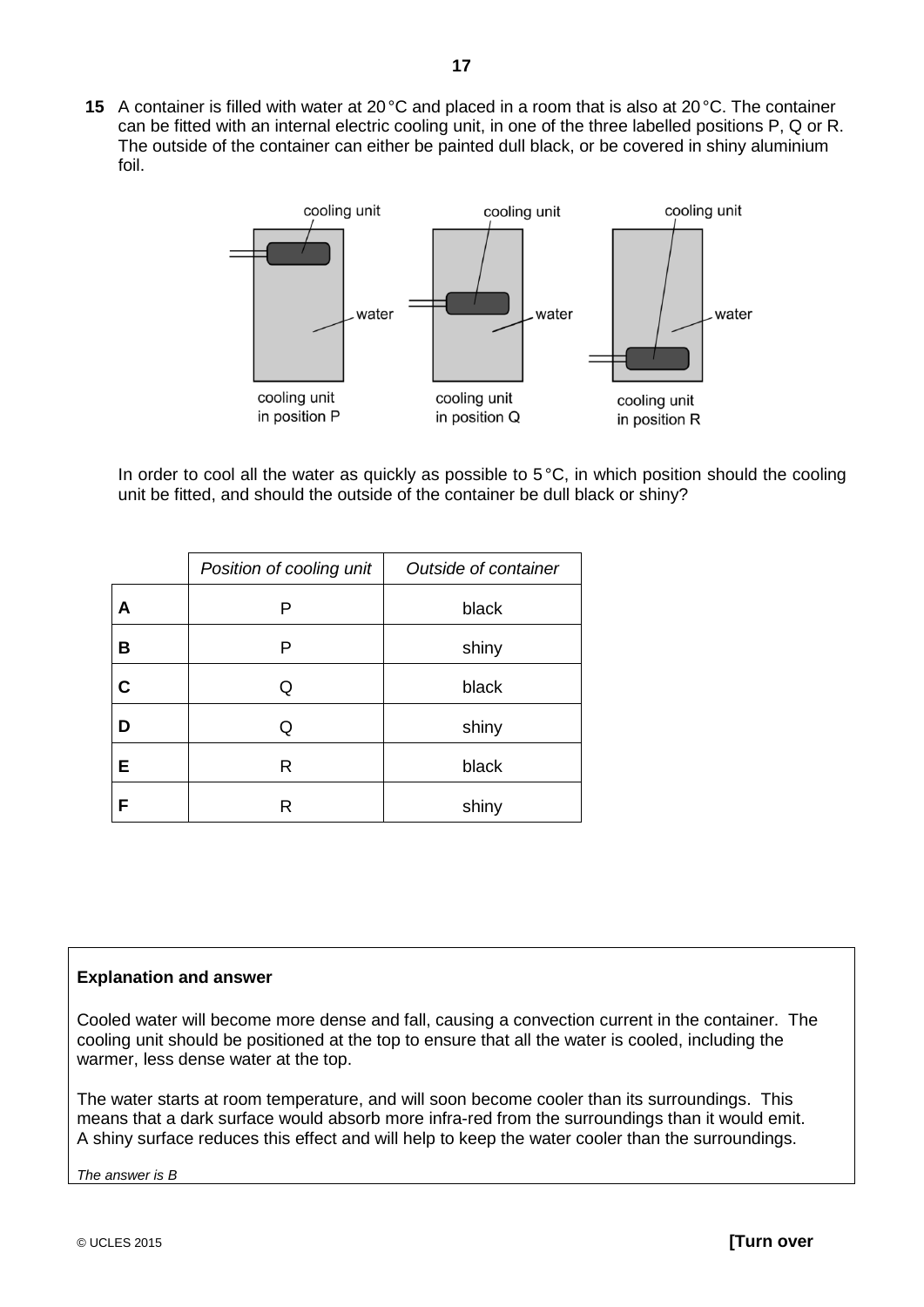**15** A container is filled with water at 20 °C and placed in a room that is also at 20 °C. The container can be fitted with an internal electric cooling unit, in one of the three labelled positions P, Q or R. The outside of the container can either be painted dull black, or be covered in shiny aluminium foil.

cooling unit in position P

cooling unit in position Q

cooling unit in position R

In order to cool all the water as quickly as possible to 5 °C, in which position should the cooling unit be fitted, and should the outside of the container be dull black or shiny?

| | *Position of cooling unit* | *Outside of container* |
|---|---|---|
| **A** | P | black |
| **B** | P | shiny |
| **C** | Q | black |
| **D** | Q | shiny |
| **E** | R | black |
| **F** | R | shiny |

**Explanation and answer**

Cooled water will become more dense and fall, causing a convection current in the container. The cooling unit should be positioned at the top to ensure that all the water is cooled, including the warmer, less dense water at the top.

The water starts at room temperature, and will soon become cooler than its surroundings. This means that a dark surface would absorb more infra-red from the surroundings than it would emit. A shiny surface reduces this effect and will help to keep the water cooler than the surroundings.

*The answer is B*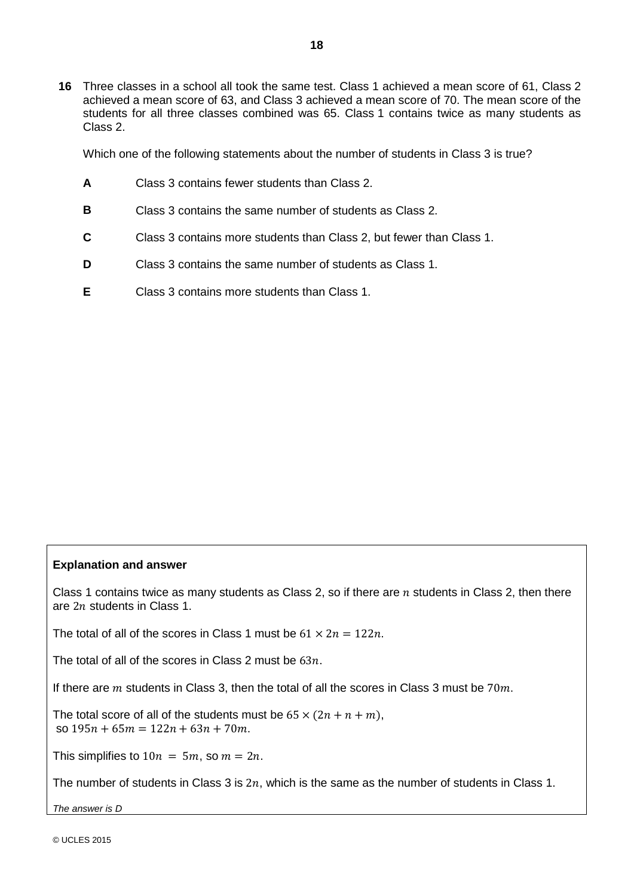**16** Three classes in a school all took the same test. Class 1 achieved a mean score of 61, Class 2 achieved a mean score of 63, and Class 3 achieved a mean score of 70. The mean score of the students for all three classes combined was 65. Class 1 contains twice as many students as Class 2.

Which one of the following statements about the number of students in Class 3 is true?

**A** Class 3 contains fewer students than Class 2.

**B** Class 3 contains the same number of students as Class 2.

**C** Class 3 contains more students than Class 2, but fewer than Class 1.

**D** Class 3 contains the same number of students as Class 1.

**E** Class 3 contains more students than Class 1.

**Explanation and answer**

Class 1 contains twice as many students as Class 2, so if there are $n$ students in Class 2, then there are $2n$ students in Class 1.

The total of all of the scores in Class 1 must be $61 \times 2n = 122n$.

The total of all of the scores in Class 2 must be $63n$.

If there are $m$ students in Class 3, then the total of all the scores in Class 3 must be $70m$.

The total score of all of the students must be $65 \times (2n + n + m)$,
so $195n + 65m = 122n + 63n + 70m$.

This simplifies to $10n = 5m$, so $m = 2n$.

The number of students in Class 3 is $2n$, which is the same as the number of students in Class 1.

*The answer is D*

© UCLES 2015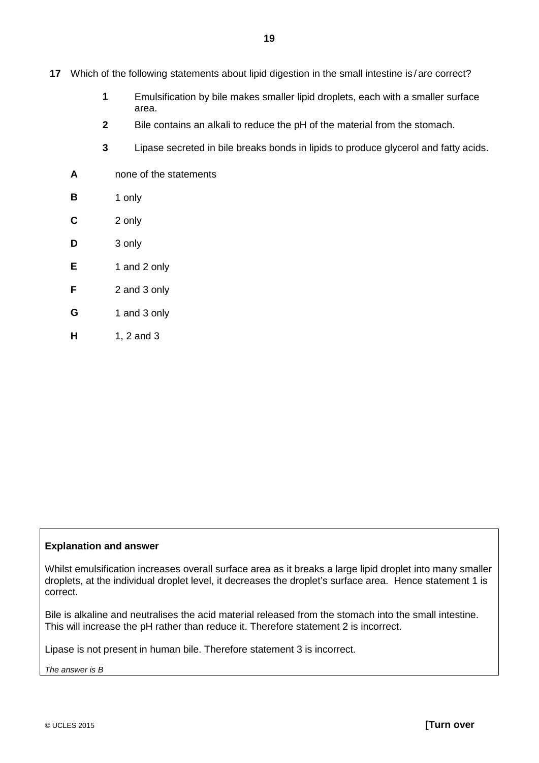**17** Which of the following statements about lipid digestion in the small intestine is / are correct?

**1** Emulsification by bile makes smaller lipid droplets, each with a smaller surface area.

**2** Bile contains an alkali to reduce the pH of the material from the stomach.

**3** Lipase secreted in bile breaks bonds in lipids to produce glycerol and fatty acids.

**A** none of the statements

**B** 1 only

**C** 2 only

**D** 3 only

**E** 1 and 2 only

**F** 2 and 3 only

**G** 1 and 3 only

**H** 1, 2 and 3

**Explanation and answer**

Whilst emulsification increases overall surface area as it breaks a large lipid droplet into many smaller droplets, at the individual droplet level, it decreases the droplet's surface area. Hence statement 1 is correct.

Bile is alkaline and neutralises the acid material released from the stomach into the small intestine. This will increase the pH rather than reduce it. Therefore statement 2 is incorrect.

Lipase is not present in human bile. Therefore statement 3 is incorrect.

*The answer is B*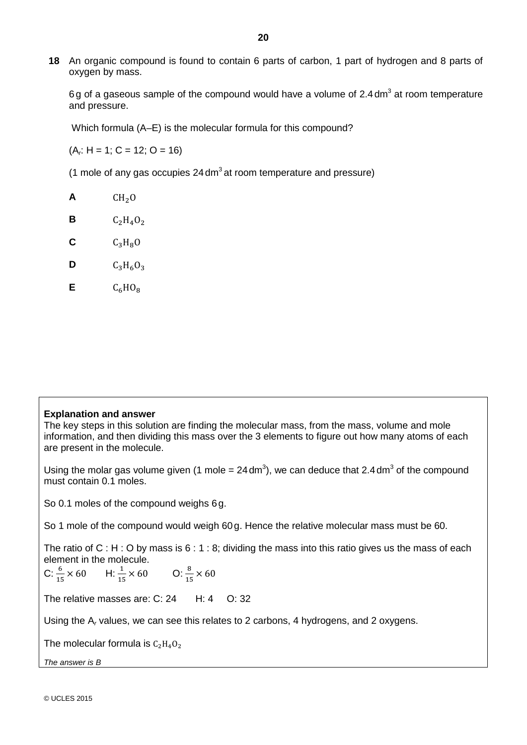**18** An organic compound is found to contain 6 parts of carbon, 1 part of hydrogen and 8 parts of oxygen by mass.

6 g of a gaseous sample of the compound would have a volume of 2.4 $dm^3$ at room temperature and pressure.

Which formula (A–E) is the molecular formula for this compound?

($A_r$: H = 1; C = 12; O = 16)

(1 mole of any gas occupies 24 $dm^3$ at room temperature and pressure)

**A** $CH_2O$

**B** $C_2H_4O_2$

**C** $C_3H_8O$

**D** $C_3H_6O_3$

**E** $C_6HO_8$

**Explanation and answer**

The key steps in this solution are finding the molecular mass, from the mass, volume and mole information, and then dividing this mass over the 3 elements to figure out how many atoms of each are present in the molecule.

Using the molar gas volume given (1 mole = 24 $dm^3$), we can deduce that 2.4 $dm^3$ of the compound must contain 0.1 moles.

So 0.1 moles of the compound weighs 6 g.

So 1 mole of the compound would weigh 60 g. Hence the relative molecular mass must be 60.

The ratio of C : H : O by mass is 6 : 1 : 8; dividing the mass into this ratio gives us the mass of each element in the molecule.

C: $\frac{6}{15} \times 60$ H: $\frac{1}{15} \times 60$ O: $\frac{8}{15} \times 60$

The relative masses are: C: 24 H: 4 O: 32

Using the $A_r$ values, we can see this relates to 2 carbons, 4 hydrogens, and 2 oxygens.

The molecular formula is $C_2H_4O_2$

*The answer is B*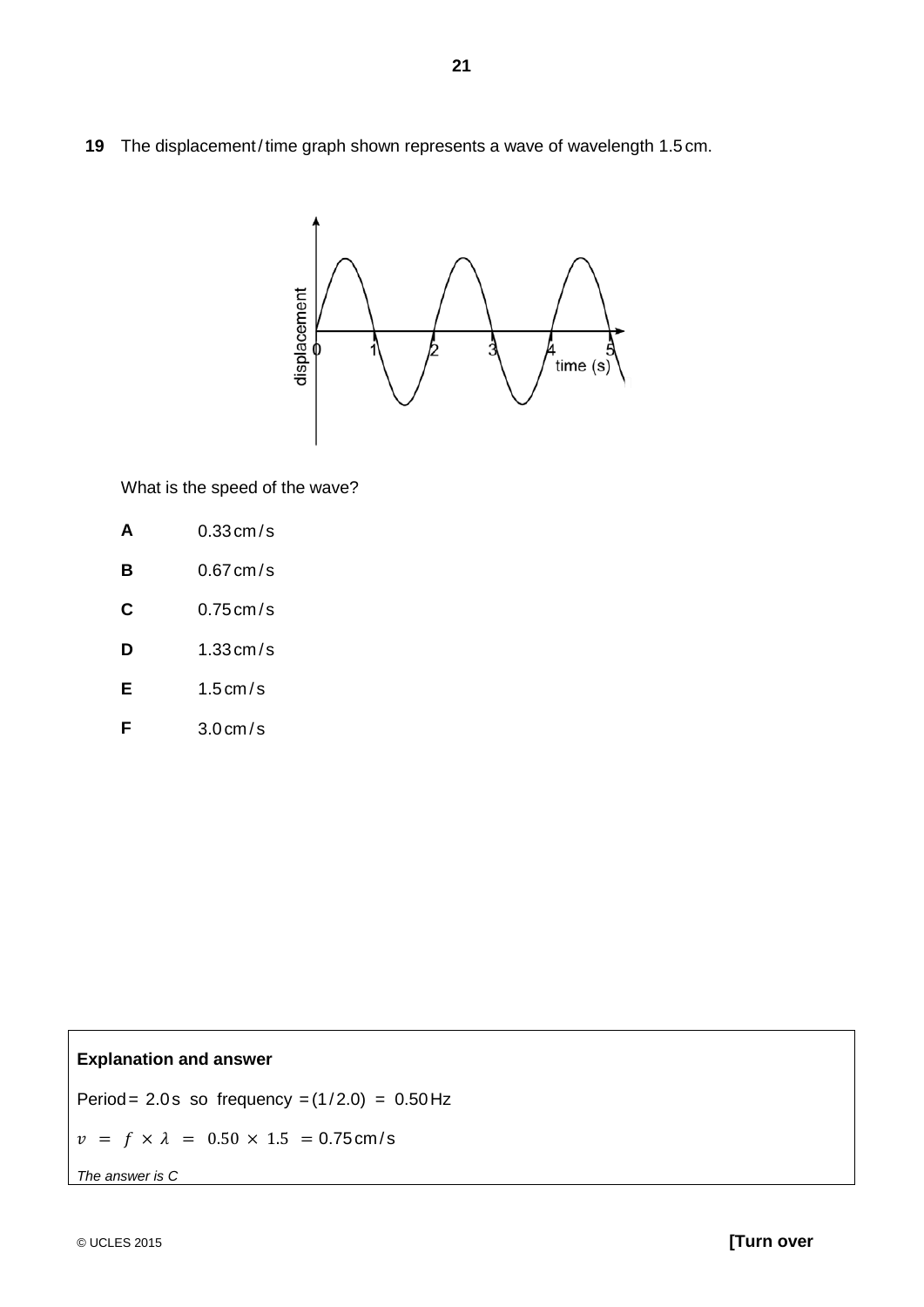**19** The displacement / time graph shown represents a wave of wavelength 1.5 cm.

What is the speed of the wave?

**A** 0.33 cm / s

**B** 0.67 cm / s

**C** 0.75 cm / s

**D** 1.33 cm / s

**E** 1.5 cm / s

**F** 3.0 cm / s

**Explanation and answer**

Period = 2.0 s so frequency = (1 / 2.0) = 0.50 Hz

$v = f \times \lambda = 0.50 \times 1.5 = 0.75$ cm / s

*The answer is C*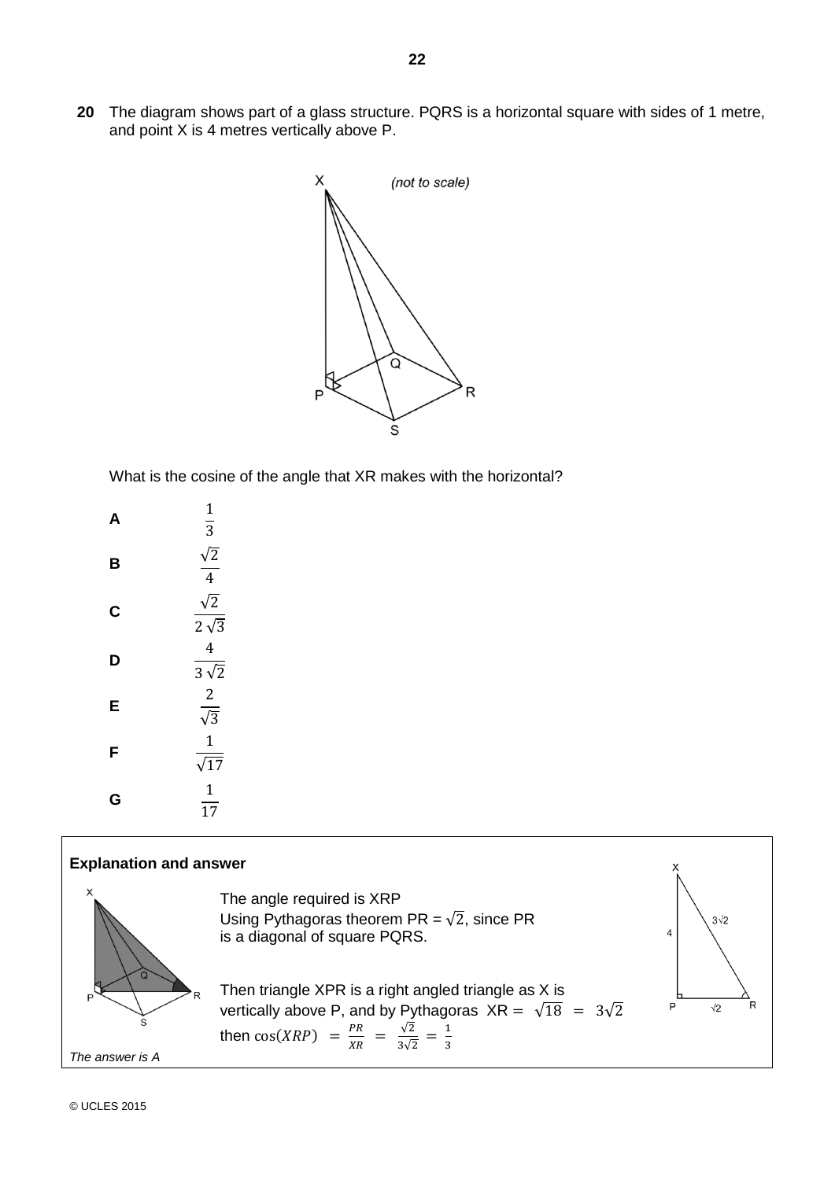**20** The diagram shows part of a glass structure. PQRS is a horizontal square with sides of 1 metre, and point X is 4 metres vertically above P.

*(not to scale)*

What is the cosine of the angle that XR makes with the horizontal?

**A** $\frac{1}{3}$

**B** $\frac{\sqrt{2}}{4}$

**C** $\frac{\sqrt{2}}{2\sqrt{3}}$

**D** $\frac{4}{3\sqrt{2}}$

**E** $\frac{2}{\sqrt{3}}$

**F** $\frac{1}{\sqrt{17}}$

**G** $\frac{1}{17}$

**Explanation and answer**

The angle required is XRP

Using Pythagoras theorem PR = $\sqrt{2}$, since PR is a diagonal of square PQRS.

Then triangle XPR is a right angled triangle as X is vertically above P, and by Pythagoras XR = $\sqrt{18} = 3\sqrt{2}$

then $\cos(XRP) = \frac{PR}{XR} = \frac{\sqrt{2}}{3\sqrt{2}} = \frac{1}{3}$

*The answer is A*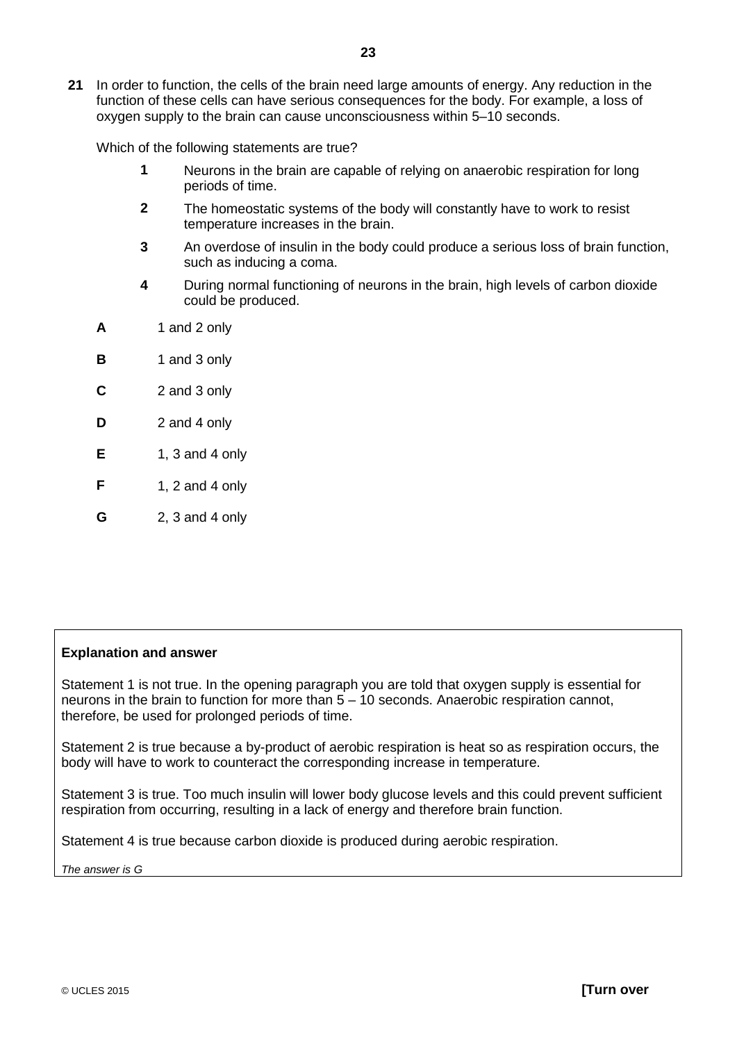**21** In order to function, the cells of the brain need large amounts of energy. Any reduction in the function of these cells can have serious consequences for the body. For example, a loss of oxygen supply to the brain can cause unconsciousness within 5–10 seconds.

Which of the following statements are true?

**1** Neurons in the brain are capable of relying on anaerobic respiration for long periods of time.

**2** The homeostatic systems of the body will constantly have to work to resist temperature increases in the brain.

**3** An overdose of insulin in the body could produce a serious loss of brain function, such as inducing a coma.

**4** During normal functioning of neurons in the brain, high levels of carbon dioxide could be produced.

**A** 1 and 2 only

**B** 1 and 3 only

**C** 2 and 3 only

**D** 2 and 4 only

**E** 1, 3 and 4 only

**F** 1, 2 and 4 only

**G** 2, 3 and 4 only

**Explanation and answer**

Statement 1 is not true. In the opening paragraph you are told that oxygen supply is essential for neurons in the brain to function for more than 5 – 10 seconds. Anaerobic respiration cannot, therefore, be used for prolonged periods of time.

Statement 2 is true because a by-product of aerobic respiration is heat so as respiration occurs, the body will have to work to counteract the corresponding increase in temperature.

Statement 3 is true. Too much insulin will lower body glucose levels and this could prevent sufficient respiration from occurring, resulting in a lack of energy and therefore brain function.

Statement 4 is true because carbon dioxide is produced during aerobic respiration.

*The answer is G*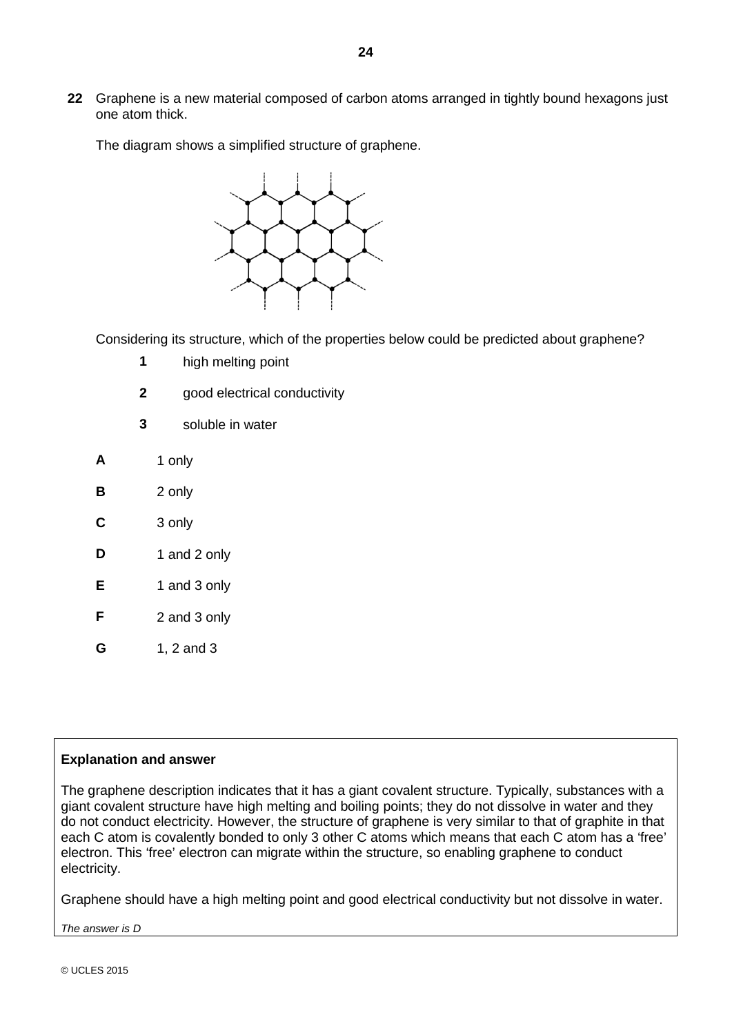**22** Graphene is a new material composed of carbon atoms arranged in tightly bound hexagons just one atom thick.

The diagram shows a simplified structure of graphene.

Considering its structure, which of the properties below could be predicted about graphene?

**1** high melting point

**2** good electrical conductivity

**3** soluble in water

**A** 1 only

**B** 2 only

**C** 3 only

**D** 1 and 2 only

**E** 1 and 3 only

**F** 2 and 3 only

**G** 1, 2 and 3

**Explanation and answer**

The graphene description indicates that it has a giant covalent structure. Typically, substances with a giant covalent structure have high melting and boiling points; they do not dissolve in water and they do not conduct electricity. However, the structure of graphene is very similar to that of graphite in that each C atom is covalently bonded to only 3 other C atoms which means that each C atom has a 'free' electron. This 'free' electron can migrate within the structure, so enabling graphene to conduct electricity.

Graphene should have a high melting point and good electrical conductivity but not dissolve in water.

*The answer is D*

© UCLES 2015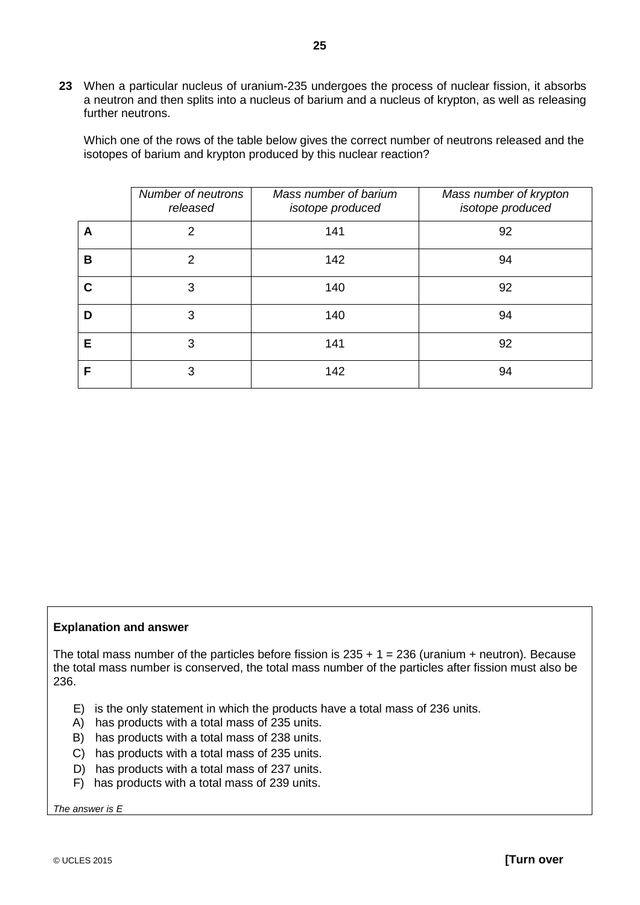**23** When a particular nucleus of uranium-235 undergoes the process of nuclear fission, it absorbs a neutron and then splits into a nucleus of barium and a nucleus of krypton, as well as releasing further neutrons.

Which one of the rows of the table below gives the correct number of neutrons released and the isotopes of barium and krypton produced by this nuclear reaction?

| | *Number of neutrons released* | *Mass number of barium isotope produced* | *Mass number of krypton isotope produced* |
|---|---|---|---|
| **A** | 2 | 141 | 92 |
| **B** | 2 | 142 | 94 |
| **C** | 3 | 140 | 92 |
| **D** | 3 | 140 | 94 |
| **E** | 3 | 141 | 92 |
| **F** | 3 | 142 | 94 |

**Explanation and answer**

The total mass number of the particles before fission is 235 + 1 = 236 (uranium + neutron). Because the total mass number is conserved, the total mass number of the particles after fission must also be 236.

E) is the only statement in which the products have a total mass of 236 units.
A) has products with a total mass of 235 units.
B) has products with a total mass of 238 units.
C) has products with a total mass of 235 units.
D) has products with a total mass of 237 units.
F) has products with a total mass of 239 units.

*The answer is E*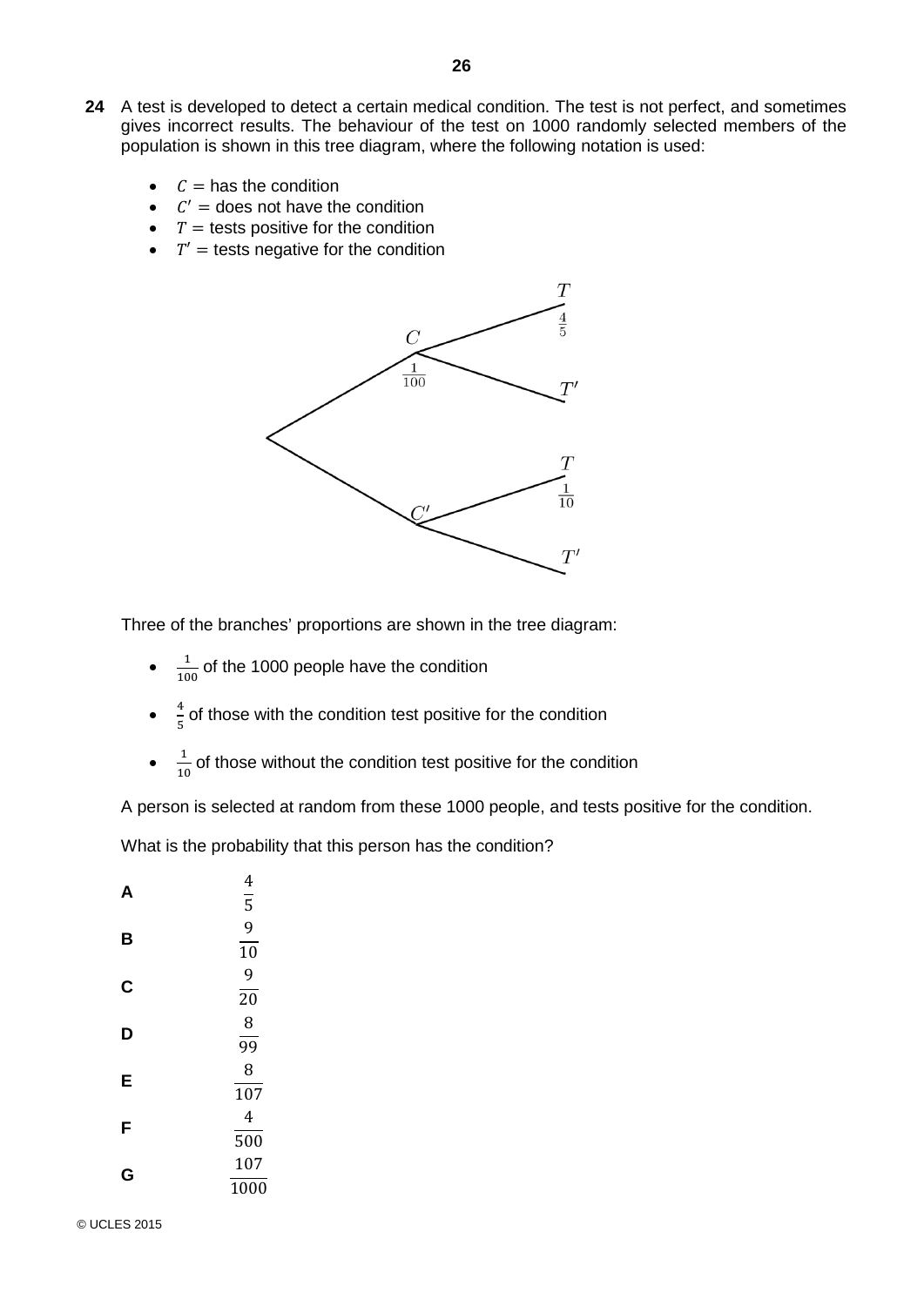**24** A test is developed to detect a certain medical condition. The test is not perfect, and sometimes gives incorrect results. The behaviour of the test on 1000 randomly selected members of the population is shown in this tree diagram, where the following notation is used:

- $C$ = has the condition
- $C'$ = does not have the condition
- $T$ = tests positive for the condition
- $T'$ = tests negative for the condition

Three of the branches' proportions are shown in the tree diagram:

- $\frac{1}{100}$ of the 1000 people have the condition
- $\frac{4}{5}$ of those with the condition test positive for the condition
- $\frac{1}{10}$ of those without the condition test positive for the condition

A person is selected at random from these 1000 people, and tests positive for the condition.

What is the probability that this person has the condition?

**A** $\frac{4}{5}$

**B** $\frac{9}{10}$

**C** $\frac{9}{20}$

**D** $\frac{8}{99}$

**E** $\frac{8}{107}$

**F** $\frac{4}{500}$

**G** $\frac{107}{1000}$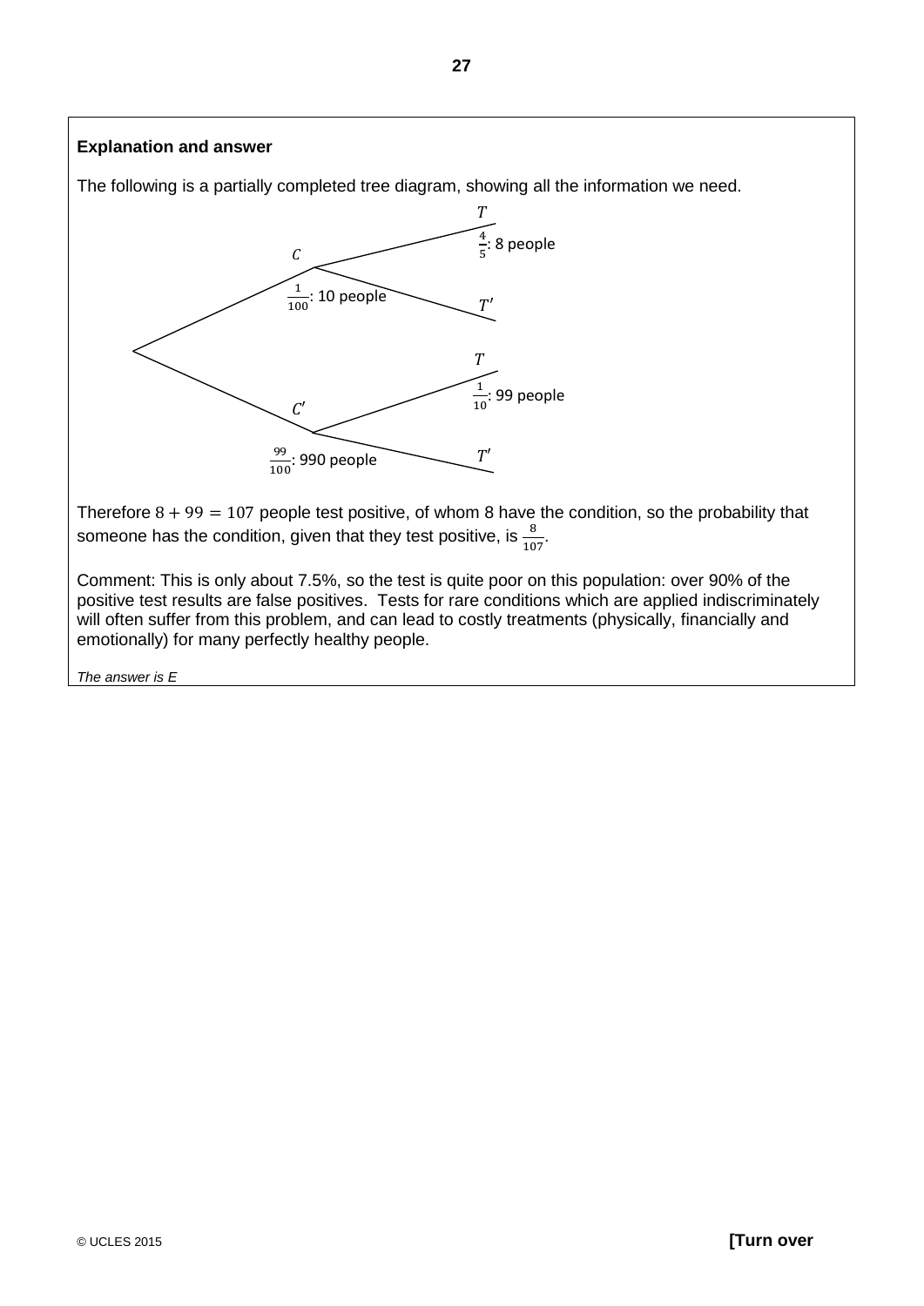**Explanation and answer**

The following is a partially completed tree diagram, showing all the information we need.

- $C$: $\frac{1}{100}$: 10 people
  - $T$: $\frac{4}{5}$: 8 people
  - $T'$
- $C'$: $\frac{99}{100}$: 990 people
  - $T$: $\frac{1}{10}$: 99 people
  - $T'$

Therefore $8 + 99 = 107$ people test positive, of whom 8 have the condition, so the probability that someone has the condition, given that they test positive, is $\frac{8}{107}$.

Comment: This is only about 7.5%, so the test is quite poor on this population: over 90% of the positive test results are false positives. Tests for rare conditions which are applied indiscriminately will often suffer from this problem, and can lead to costly treatments (physically, financially and emotionally) for many perfectly healthy people.

*The answer is E*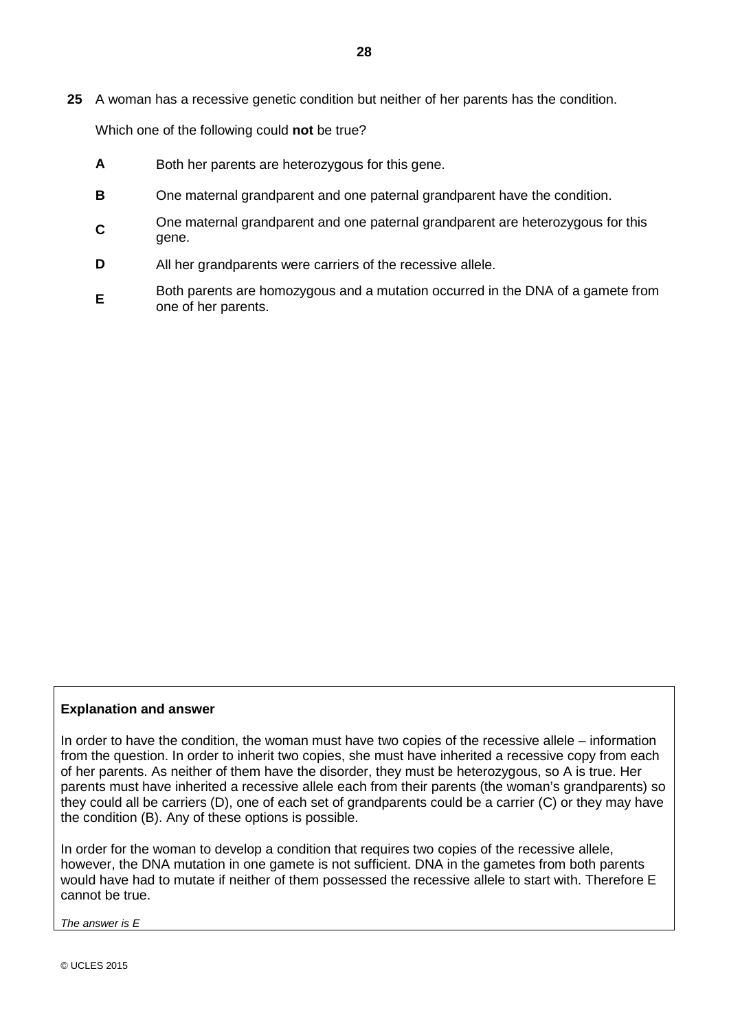**25** A woman has a recessive genetic condition but neither of her parents has the condition.

Which one of the following could **not** be true?

**A** Both her parents are heterozygous for this gene.

**B** One maternal grandparent and one paternal grandparent have the condition.

**C** One maternal grandparent and one paternal grandparent are heterozygous for this gene.

**D** All her grandparents were carriers of the recessive allele.

**E** Both parents are homozygous and a mutation occurred in the DNA of a gamete from one of her parents.

**Explanation and answer**

In order to have the condition, the woman must have two copies of the recessive allele – information from the question. In order to inherit two copies, she must have inherited a recessive copy from each of her parents. As neither of them have the disorder, they must be heterozygous, so A is true. Her parents must have inherited a recessive allele each from their parents (the woman's grandparents) so they could all be carriers (D), one of each set of grandparents could be a carrier (C) or they may have the condition (B). Any of these options is possible.

In order for the woman to develop a condition that requires two copies of the recessive allele, however, the DNA mutation in one gamete is not sufficient. DNA in the gametes from both parents would have had to mutate if neither of them possessed the recessive allele to start with. Therefore E cannot be true.

*The answer is E*

© UCLES 2015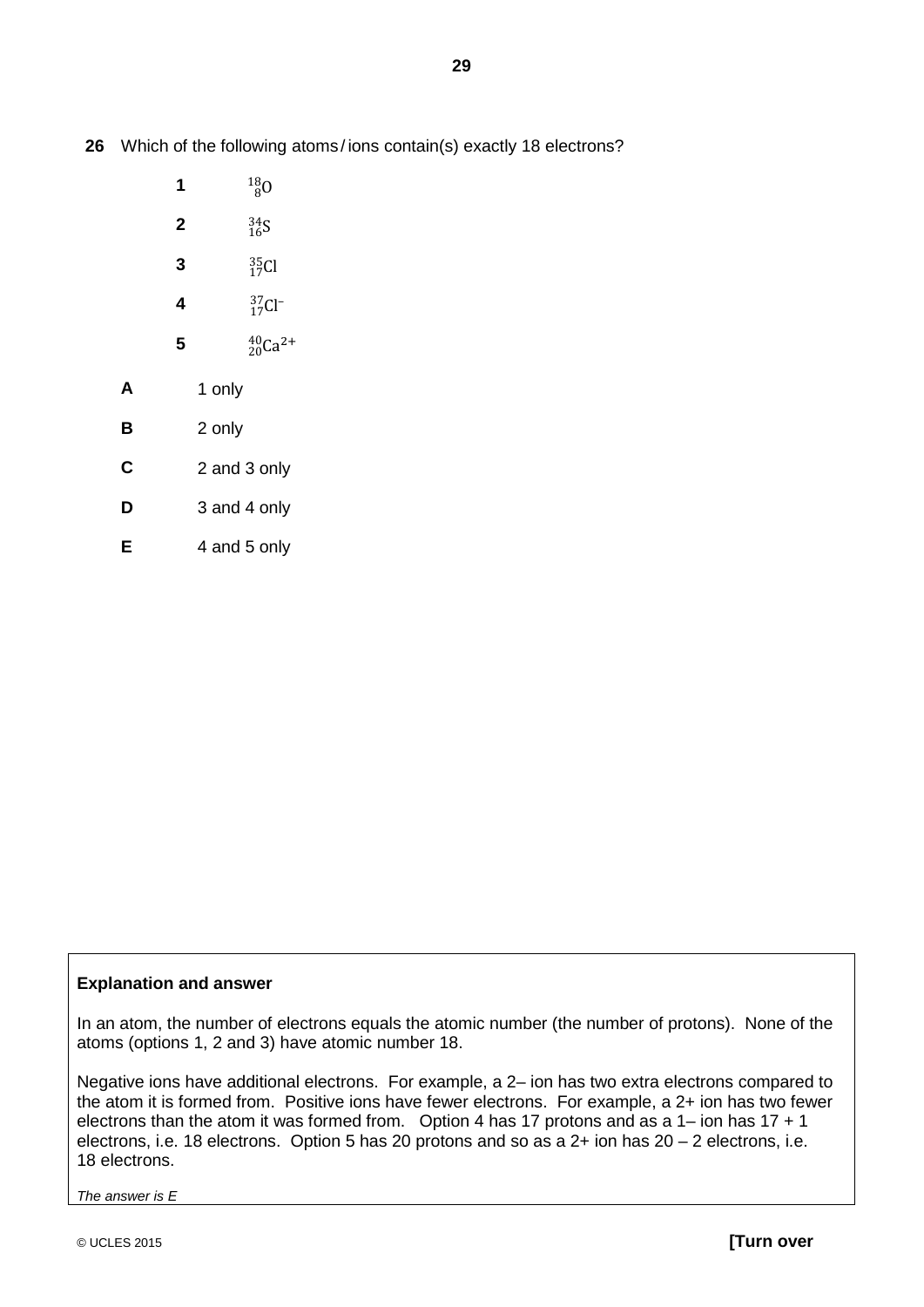**26** Which of the following atoms / ions contain(s) exactly 18 electrons?

**1** $^{18}_{8}\text{O}$

**2** $^{34}_{16}\text{S}$

**3** $^{35}_{17}\text{Cl}$

**4** $^{37}_{17}\text{Cl}^{-}$

**5** $^{40}_{20}\text{Ca}^{2+}$

**A** 1 only

**B** 2 only

**C** 2 and 3 only

**D** 3 and 4 only

**E** 4 and 5 only

**Explanation and answer**

In an atom, the number of electrons equals the atomic number (the number of protons). None of the atoms (options 1, 2 and 3) have atomic number 18.

Negative ions have additional electrons. For example, a 2– ion has two extra electrons compared to the atom it is formed from. Positive ions have fewer electrons. For example, a 2+ ion has two fewer electrons than the atom it was formed from. Option 4 has 17 protons and as a 1– ion has 17 + 1 electrons, i.e. 18 electrons. Option 5 has 20 protons and so as a 2+ ion has 20 – 2 electrons, i.e. 18 electrons.

*The answer is E*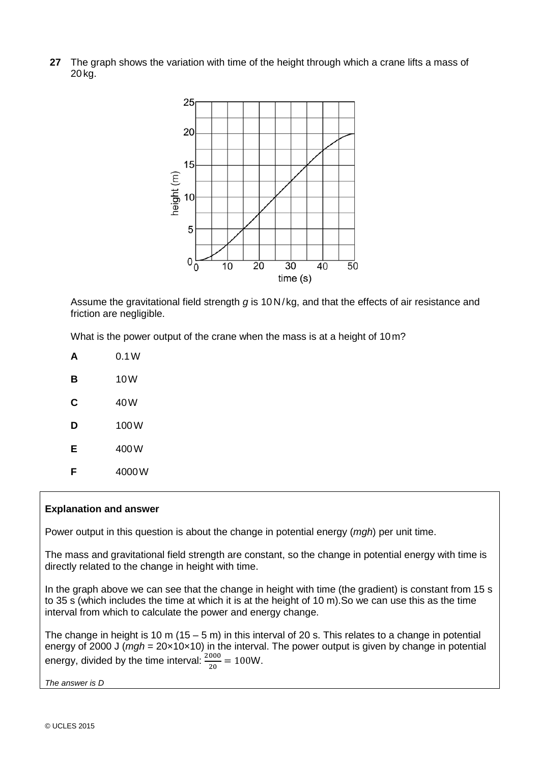**27** The graph shows the variation with time of the height through which a crane lifts a mass of 20 kg.

Assume the gravitational field strength $g$ is 10 N / kg, and that the effects of air resistance and friction are negligible.

What is the power output of the crane when the mass is at a height of 10 m?

**A** 0.1 W

**B** 10 W

**C** 40 W

**D** 100 W

**E** 400 W

**F** 4000 W

**Explanation and answer**

Power output in this question is about the change in potential energy ($mgh$) per unit time.

The mass and gravitational field strength are constant, so the change in potential energy with time is directly related to the change in height with time.

In the graph above we can see that the change in height with time (the gradient) is constant from 15 s to 35 s (which includes the time at which it is at the height of 10 m).So we can use this as the time interval from which to calculate the power and energy change.

The change in height is 10 m (15 – 5 m) in this interval of 20 s. This relates to a change in potential energy of 2000 J ($mgh = 20 \times 10 \times 10$) in the interval. The power output is given by change in potential energy, divided by the time interval: $\frac{2000}{20} = 100\text{W}$.

*The answer is D*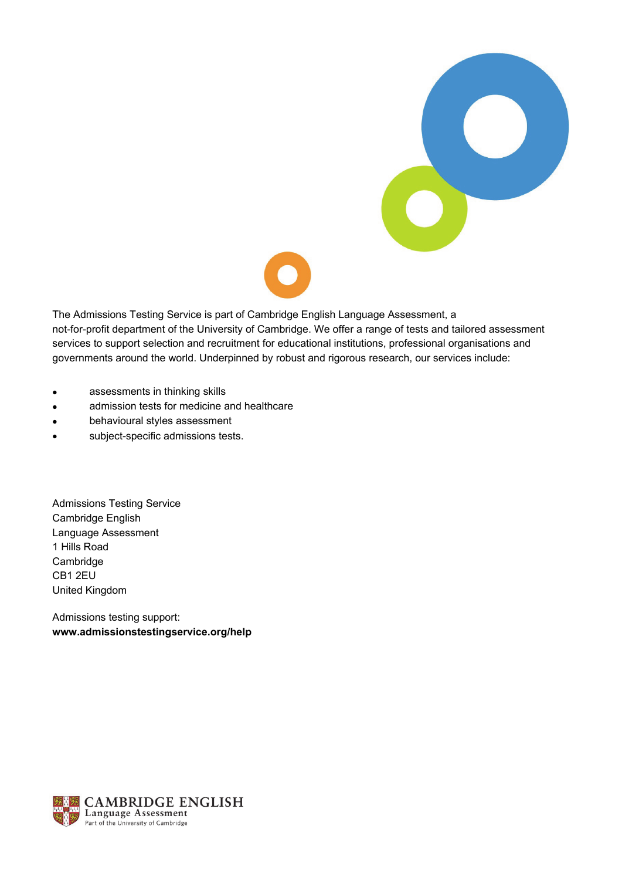The Admissions Testing Service is part of Cambridge English Language Assessment, a not-for-profit department of the University of Cambridge. We offer a range of tests and tailored assessment services to support selection and recruitment for educational institutions, professional organisations and governments around the world. Underpinned by robust and rigorous research, our services include:

- assessments in thinking skills
- admission tests for medicine and healthcare
- behavioural styles assessment
- subject-specific admissions tests.

Admissions Testing Service
Cambridge English
Language Assessment
1 Hills Road
Cambridge
CB1 2EU
United Kingdom

Admissions testing support:
**www.admissionstestingservice.org/help**

CAMBRIDGE ENGLISH
Language Assessment
Part of the University of Cambridge